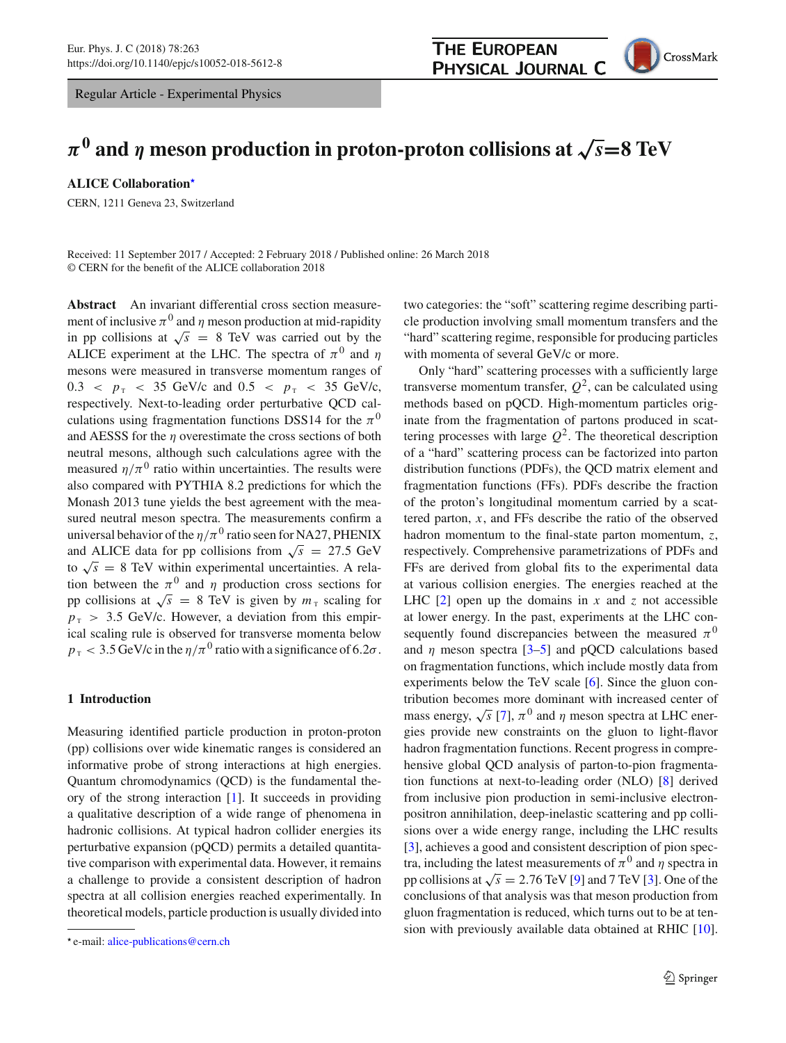Regular Article - Experimental Physics

# $\pi^0$ and $\eta$ meson production in proton-proton collisions at $\sqrt{s}$=8 TeV

**ALICE Collaboration***

CERN, 1211 Geneva 23, Switzerland

Received: 11 September 2017 / Accepted: 2 February 2018 / Published online: 26 March 2018
© CERN for the benefit of the ALICE collaboration 2018

**Abstract** An invariant differential cross section measurement of inclusive $\pi^0$ and $\eta$ meson production at mid-rapidity in pp collisions at $\sqrt{s}$ = 8 TeV was carried out by the ALICE experiment at the LHC. The spectra of $\pi^0$ and $\eta$ mesons were measured in transverse momentum ranges of $0.3 < p_{\mathrm{T}} < 35$ GeV/c and $0.5 < p_{\mathrm{T}} < 35$ GeV/c, respectively. Next-to-leading order perturbative QCD calculations using fragmentation functions DSS14 for the $\pi^0$ and AESSS for the $\eta$ overestimate the cross sections of both neutral mesons, although such calculations agree with the measured $\eta/\pi^0$ ratio within uncertainties. The results were also compared with PYTHIA 8.2 predictions for which the Monash 2013 tune yields the best agreement with the measured neutral meson spectra. The measurements confirm a universal behavior of the $\eta/\pi^0$ ratio seen for NA27, PHENIX and ALICE data for pp collisions from $\sqrt{s}$ = 27.5 GeV to $\sqrt{s}$ = 8 TeV within experimental uncertainties. A relation between the $\pi^0$ and $\eta$ production cross sections for pp collisions at $\sqrt{s}$ = 8 TeV is given by $m_{\mathrm{T}}$ scaling for $p_{\mathrm{T}} > 3.5$ GeV/c. However, a deviation from this empirical scaling rule is observed for transverse momenta below $p_{\mathrm{T}} < 3.5$ GeV/c in the $\eta/\pi^0$ ratio with a significance of $6.2\sigma$.

## 1 Introduction

Measuring identified particle production in proton-proton (pp) collisions over wide kinematic ranges is considered an informative probe of strong interactions at high energies. Quantum chromodynamics (QCD) is the fundamental theory of the strong interaction [1]. It succeeds in providing a qualitative description of a wide range of phenomena in hadronic collisions. At typical hadron collider energies its perturbative expansion (pQCD) permits a detailed quantitative comparison with experimental data. However, it remains a challenge to provide a consistent description of hadron spectra at all collision energies reached experimentally. In theoretical models, particle production is usually divided into two categories: the "soft" scattering regime describing particle production involving small momentum transfers and the "hard" scattering regime, responsible for producing particles with momenta of several GeV/c or more.

Only "hard" scattering processes with a sufficiently large transverse momentum transfer, $Q^2$, can be calculated using methods based on pQCD. High-momentum particles originate from the fragmentation of partons produced in scattering processes with large $Q^2$. The theoretical description of a "hard" scattering process can be factorized into parton distribution functions (PDFs), the QCD matrix element and fragmentation functions (FFs). PDFs describe the fraction of the proton's longitudinal momentum carried by a scattered parton, $x$, and FFs describe the ratio of the observed hadron momentum to the final-state parton momentum, $z$, respectively. Comprehensive parametrizations of PDFs and FFs are derived from global fits to the experimental data at various collision energies. The energies reached at the LHC [2] open up the domains in $x$ and $z$ not accessible at lower energy. In the past, experiments at the LHC consequently found discrepancies between the measured $\pi^0$ and $\eta$ meson spectra [3–5] and pQCD calculations based on fragmentation functions, which include mostly data from experiments below the TeV scale [6]. Since the gluon contribution becomes more dominant with increased center of mass energy, $\sqrt{s}$ [7], $\pi^0$ and $\eta$ meson spectra at LHC energies provide new constraints on the gluon to light-flavor hadron fragmentation functions. Recent progress in comprehensive global QCD analysis of parton-to-pion fragmentation functions at next-to-leading order (NLO) [8] derived from inclusive pion production in semi-inclusive electron-positron annihilation, deep-inelastic scattering and pp collisions over a wide energy range, including the LHC results [3], achieves a good and consistent description of pion spectra, including the latest measurements of $\pi^0$ and $\eta$ spectra in pp collisions at $\sqrt{s}$ = 2.76 TeV [9] and 7 TeV [3]. One of the conclusions of that analysis was that meson production from gluon fragmentation is reduced, which turns out to be at tension with previously available data obtained at RHIC [10].

* e-mail: alice-publications@cern.ch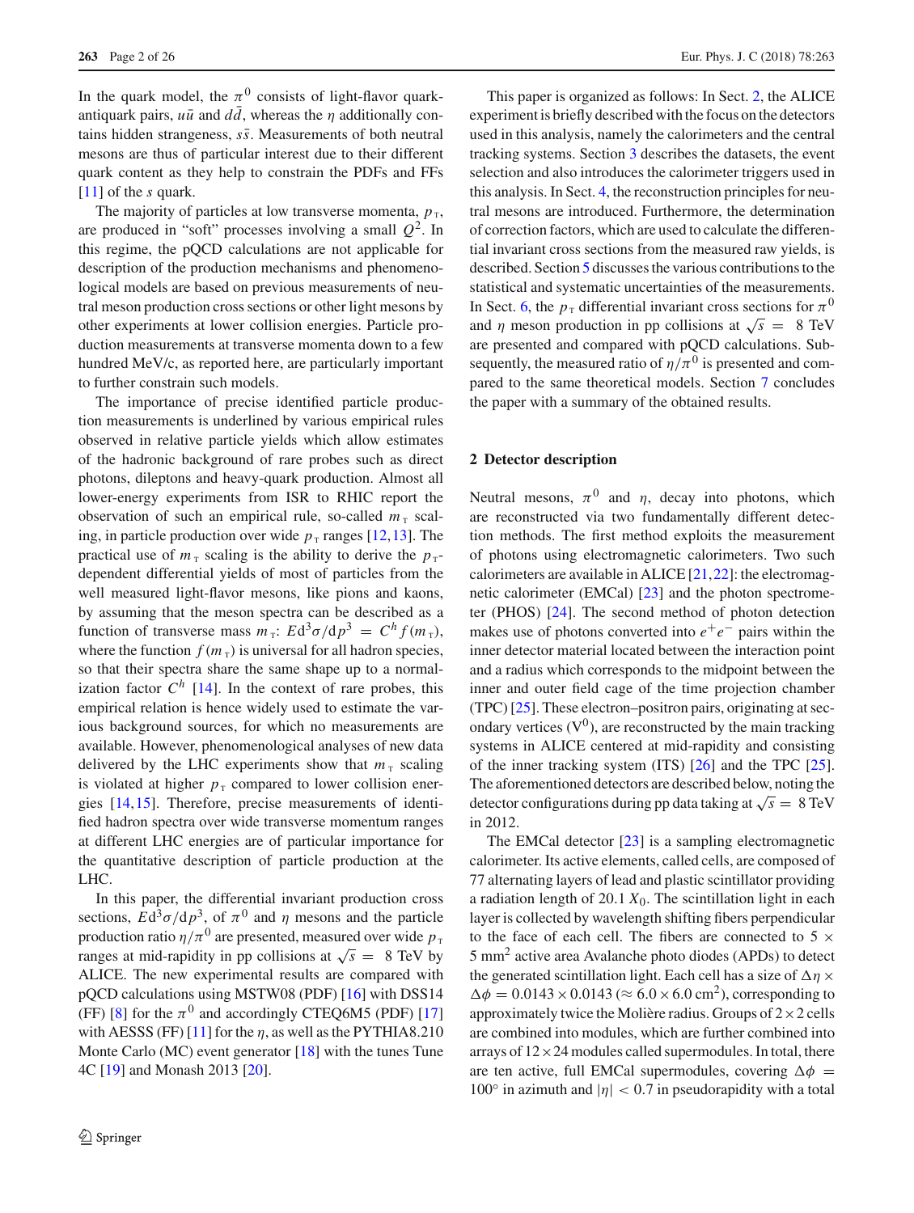In the quark model, the $\pi^0$ consists of light-flavor quark-antiquark pairs, $u\bar{u}$ and $d\bar{d}$, whereas the $\eta$ additionally contains hidden strangeness, $s\bar{s}$. Measurements of both neutral mesons are thus of particular interest due to their different quark content as they help to constrain the PDFs and FFs [11] of the $s$ quark.

The majority of particles at low transverse momenta, $p_{\mathrm{T}}$, are produced in "soft" processes involving a small $Q^2$. In this regime, the pQCD calculations are not applicable for description of the production mechanisms and phenomenological models are based on previous measurements of neutral meson production cross sections or other light mesons by other experiments at lower collision energies. Particle production measurements at transverse momenta down to a few hundred MeV/c, as reported here, are particularly important to further constrain such models.

The importance of precise identified particle production measurements is underlined by various empirical rules observed in relative particle yields which allow estimates of the hadronic background of rare probes such as direct photons, dileptons and heavy-quark production. Almost all lower-energy experiments from ISR to RHIC report the observation of such an empirical rule, so-called $m_{\mathrm{T}}$ scaling, in particle production over wide $p_{\mathrm{T}}$ ranges [12,13]. The practical use of $m_{\mathrm{T}}$ scaling is the ability to derive the $p_{\mathrm{T}}$-dependent differential yields of most of particles from the well measured light-flavor mesons, like pions and kaons, by assuming that the meson spectra can be described as a function of transverse mass $m_{\mathrm{T}}$: $E\mathrm{d}^3\sigma/\mathrm{d}p^3 = C^h f(m_{\mathrm{T}})$, where the function $f(m_{\mathrm{T}})$ is universal for all hadron species, so that their spectra share the same shape up to a normalization factor $C^h$ [14]. In the context of rare probes, this empirical relation is hence widely used to estimate the various background sources, for which no measurements are available. However, phenomenological analyses of new data delivered by the LHC experiments show that $m_{\mathrm{T}}$ scaling is violated at higher $p_{\mathrm{T}}$ compared to lower collision energies [14,15]. Therefore, precise measurements of identified hadron spectra over wide transverse momentum ranges at different LHC energies are of particular importance for the quantitative description of particle production at the LHC.

In this paper, the differential invariant production cross sections, $E\mathrm{d}^3\sigma/\mathrm{d}p^3$, of $\pi^0$ and $\eta$ mesons and the particle production ratio $\eta/\pi^0$ are presented, measured over wide $p_{\mathrm{T}}$ ranges at mid-rapidity in pp collisions at $\sqrt{s} = 8$ TeV by ALICE. The new experimental results are compared with pQCD calculations using MSTW08 (PDF) [16] with DSS14 (FF) [8] for the $\pi^0$ and accordingly CTEQ6M5 (PDF) [17] with AESSS (FF) [11] for the $\eta$, as well as the PYTHIA8.210 Monte Carlo (MC) event generator [18] with the tunes Tune 4C [19] and Monash 2013 [20].

This paper is organized as follows: In Sect. 2, the ALICE experiment is briefly described with the focus on the detectors used in this analysis, namely the calorimeters and the central tracking systems. Section 3 describes the datasets, the event selection and also introduces the calorimeter triggers used in this analysis. In Sect. 4, the reconstruction principles for neutral mesons are introduced. Furthermore, the determination of correction factors, which are used to calculate the differential invariant cross sections from the measured raw yields, is described. Section 5 discusses the various contributions to the statistical and systematic uncertainties of the measurements. In Sect. 6, the $p_{\mathrm{T}}$ differential invariant cross sections for $\pi^0$ and $\eta$ meson production in pp collisions at $\sqrt{s} = 8$ TeV are presented and compared with pQCD calculations. Subsequently, the measured ratio of $\eta/\pi^0$ is presented and compared to the same theoretical models. Section 7 concludes the paper with a summary of the obtained results.

## 2 Detector description

Neutral mesons, $\pi^0$ and $\eta$, decay into photons, which are reconstructed via two fundamentally different detection methods. The first method exploits the measurement of photons using electromagnetic calorimeters. Two such calorimeters are available in ALICE [21,22]: the electromagnetic calorimeter (EMCal) [23] and the photon spectrometer (PHOS) [24]. The second method of photon detection makes use of photons converted into $e^+e^-$ pairs within the inner detector material located between the interaction point and a radius which corresponds to the midpoint between the inner and outer field cage of the time projection chamber (TPC) [25]. These electron–positron pairs, originating at secondary vertices ($\mathrm{V}^0$), are reconstructed by the main tracking systems in ALICE centered at mid-rapidity and consisting of the inner tracking system (ITS) [26] and the TPC [25]. The aforementioned detectors are described below, noting the detector configurations during pp data taking at $\sqrt{s} = 8$ TeV in 2012.

The EMCal detector [23] is a sampling electromagnetic calorimeter. Its active elements, called cells, are composed of 77 alternating layers of lead and plastic scintillator providing a radiation length of $20.1\,X_0$. The scintillation light in each layer is collected by wavelength shifting fibers perpendicular to the face of each cell. The fibers are connected to $5 \times 5$ mm$^2$ active area Avalanche photo diodes (APDs) to detect the generated scintillation light. Each cell has a size of $\Delta\eta \times \Delta\phi = 0.0143 \times 0.0143$ ($\approx 6.0 \times 6.0$ cm$^2$), corresponding to approximately twice the Molière radius. Groups of $2\times2$ cells are combined into modules, which are further combined into arrays of $12\times24$ modules called supermodules. In total, there are ten active, full EMCal supermodules, covering $\Delta\phi = 100°$ in azimuth and $|\eta| < 0.7$ in pseudorapidity with a total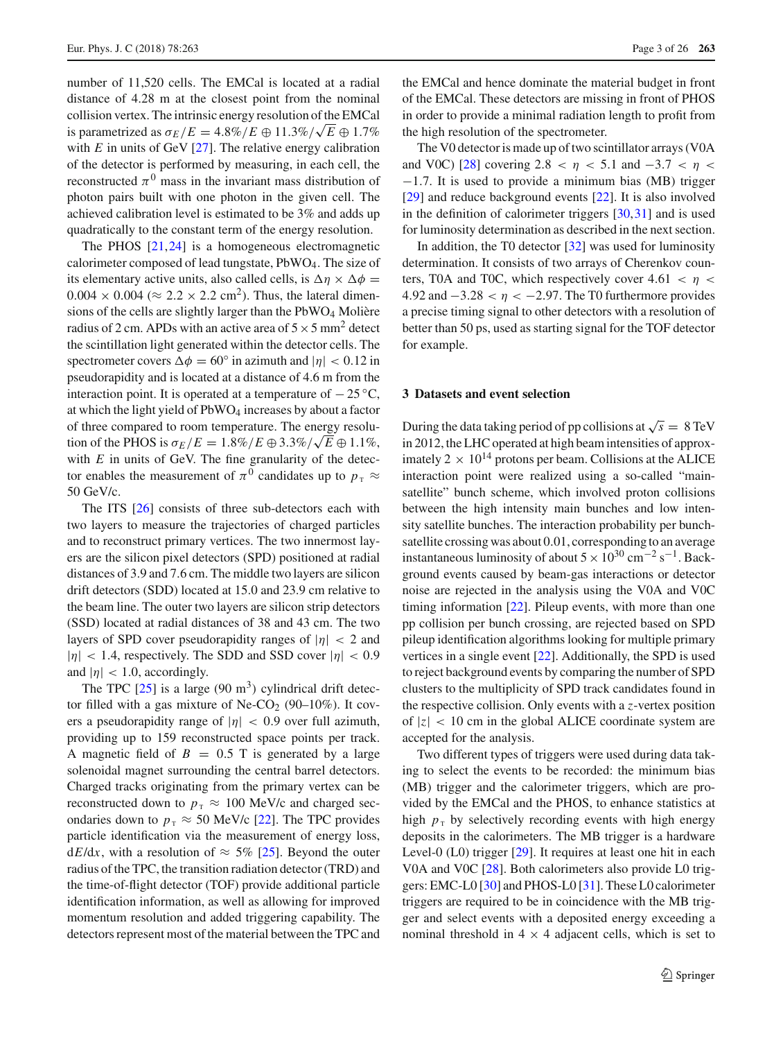number of 11,520 cells. The EMCal is located at a radial distance of 4.28 m at the closest point from the nominal collision vertex. The intrinsic energy resolution of the EMCal is parametrized as $\sigma_E/E = 4.8\%/E \oplus 11.3\%/\sqrt{E} \oplus 1.7\%$ with $E$ in units of GeV [27]. The relative energy calibration of the detector is performed by measuring, in each cell, the reconstructed $\pi^0$ mass in the invariant mass distribution of photon pairs built with one photon in the given cell. The achieved calibration level is estimated to be 3% and adds up quadratically to the constant term of the energy resolution.

The PHOS [21,24] is a homogeneous electromagnetic calorimeter composed of lead tungstate, $PbWO_4$. The size of its elementary active units, also called cells, is $\Delta\eta \times \Delta\phi = 0.004 \times 0.004$ ($\approx 2.2 \times 2.2$ cm$^2$). Thus, the lateral dimensions of the cells are slightly larger than the $PbWO_4$ Molière radius of 2 cm. APDs with an active area of $5 \times 5$ mm$^2$ detect the scintillation light generated within the detector cells. The spectrometer covers $\Delta\phi = 60°$ in azimuth and $|\eta| < 0.12$ in pseudorapidity and is located at a distance of 4.6 m from the interaction point. It is operated at a temperature of $-25\,°$C, at which the light yield of $PbWO_4$ increases by about a factor of three compared to room temperature. The energy resolution of the PHOS is $\sigma_E/E = 1.8\%/E \oplus 3.3\%/\sqrt{E} \oplus 1.1\%$, with $E$ in units of GeV. The fine granularity of the detector enables the measurement of $\pi^0$ candidates up to $p_{\mathrm{T}} \approx 50$ GeV/c.

The ITS [26] consists of three sub-detectors each with two layers to measure the trajectories of charged particles and to reconstruct primary vertices. The two innermost layers are the silicon pixel detectors (SPD) positioned at radial distances of 3.9 and 7.6 cm. The middle two layers are silicon drift detectors (SDD) located at 15.0 and 23.9 cm relative to the beam line. The outer two layers are silicon strip detectors (SSD) located at radial distances of 38 and 43 cm. The two layers of SPD cover pseudorapidity ranges of $|\eta| < 2$ and $|\eta| < 1.4$, respectively. The SDD and SSD cover $|\eta| < 0.9$ and $|\eta| < 1.0$, accordingly.

The TPC [25] is a large (90 m$^3$) cylindrical drift detector filled with a gas mixture of Ne-$CO_2$ (90–10%). It covers a pseudorapidity range of $|\eta| < 0.9$ over full azimuth, providing up to 159 reconstructed space points per track. A magnetic field of $B = 0.5$ T is generated by a large solenoidal magnet surrounding the central barrel detectors. Charged tracks originating from the primary vertex can be reconstructed down to $p_{\mathrm{T}} \approx 100$ MeV/c and charged secondaries down to $p_{\mathrm{T}} \approx 50$ MeV/c [22]. The TPC provides particle identification via the measurement of energy loss, $\mathrm{d}E/\mathrm{d}x$, with a resolution of $\approx 5\%$ [25]. Beyond the outer radius of the TPC, the transition radiation detector (TRD) and the time-of-flight detector (TOF) provide additional particle identification information, as well as allowing for improved momentum resolution and added triggering capability. The detectors represent most of the material between the TPC and the EMCal and hence dominate the material budget in front of the EMCal. These detectors are missing in front of PHOS in order to provide a minimal radiation length to profit from the high resolution of the spectrometer.

The V0 detector is made up of two scintillator arrays (V0A and V0C) [28] covering $2.8 < \eta < 5.1$ and $-3.7 < \eta < -1.7$. It is used to provide a minimum bias (MB) trigger [29] and reduce background events [22]. It is also involved in the definition of calorimeter triggers [30,31] and is used for luminosity determination as described in the next section.

In addition, the T0 detector [32] was used for luminosity determination. It consists of two arrays of Cherenkov counters, T0A and T0C, which respectively cover $4.61 < \eta < 4.92$ and $-3.28 < \eta < -2.97$. The T0 furthermore provides a precise timing signal to other detectors with a resolution of better than 50 ps, used as starting signal for the TOF detector for example.

## 3 Datasets and event selection

During the data taking period of pp collisions at $\sqrt{s} = 8$ TeV in 2012, the LHC operated at high beam intensities of approximately $2 \times 10^{14}$ protons per beam. Collisions at the ALICE interaction point were realized using a so-called "main-satellite" bunch scheme, which involved proton collisions between the high intensity main bunches and low intensity satellite bunches. The interaction probability per bunch-satellite crossing was about 0.01, corresponding to an average instantaneous luminosity of about $5 \times 10^{30}$ cm$^{-2}$ s$^{-1}$. Background events caused by beam-gas interactions or detector noise are rejected in the analysis using the V0A and V0C timing information [22]. Pileup events, with more than one pp collision per bunch crossing, are rejected based on SPD pileup identification algorithms looking for multiple primary vertices in a single event [22]. Additionally, the SPD is used to reject background events by comparing the number of SPD clusters to the multiplicity of SPD track candidates found in the respective collision. Only events with a $z$-vertex position of $|z| < 10$ cm in the global ALICE coordinate system are accepted for the analysis.

Two different types of triggers were used during data taking to select the events to be recorded: the minimum bias (MB) trigger and the calorimeter triggers, which are provided by the EMCal and the PHOS, to enhance statistics at high $p_{\mathrm{T}}$ by selectively recording events with high energy deposits in the calorimeters. The MB trigger is a hardware Level-0 (L0) trigger [29]. It requires at least one hit in each V0A and V0C [28]. Both calorimeters also provide L0 triggers: EMC-L0 [30] and PHOS-L0 [31]. These L0 calorimeter triggers are required to be in coincidence with the MB trigger and select events with a deposited energy exceeding a nominal threshold in $4 \times 4$ adjacent cells, which is set to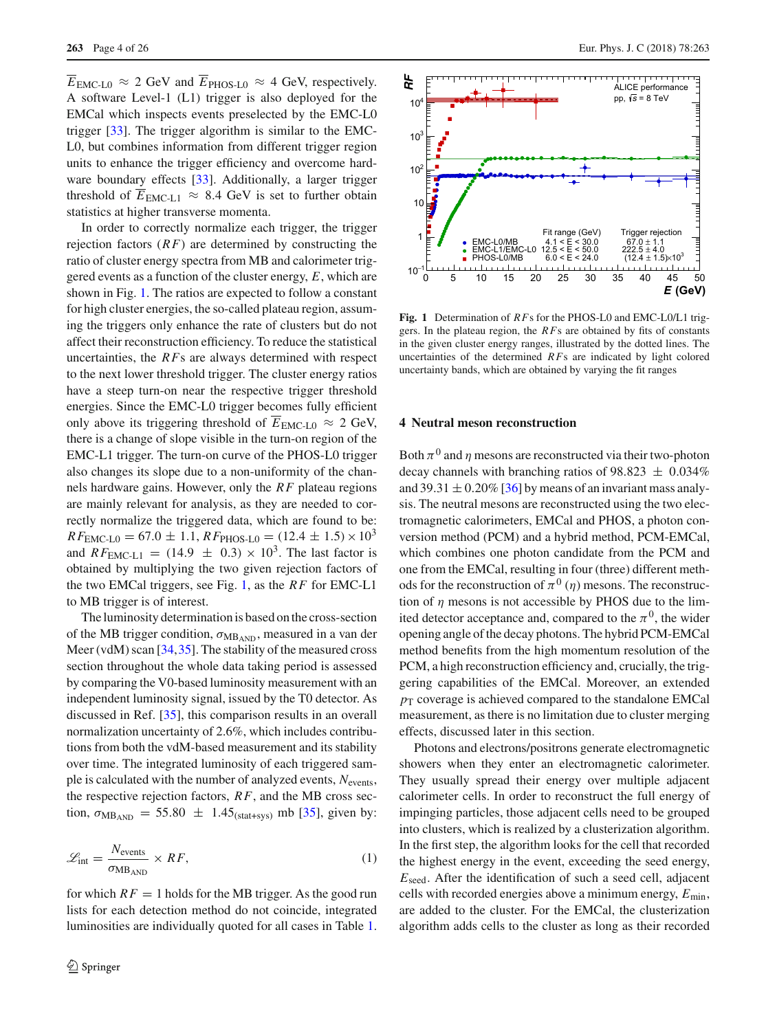$\overline{E}_{\text{EMC-L0}} \approx 2$ GeV and $\overline{E}_{\text{PHOS-L0}} \approx 4$ GeV, respectively. A software Level-1 (L1) trigger is also deployed for the EMCal which inspects events preselected by the EMC-L0 trigger [33]. The trigger algorithm is similar to the EMC-L0, but combines information from different trigger region units to enhance the trigger efficiency and overcome hardware boundary effects [33]. Additionally, a larger trigger threshold of $\overline{E}_{\text{EMC-L1}} \approx 8.4$ GeV is set to further obtain statistics at higher transverse momenta.

In order to correctly normalize each trigger, the trigger rejection factors ($RF$) are determined by constructing the ratio of cluster energy spectra from MB and calorimeter triggered events as a function of the cluster energy, $E$, which are shown in Fig. 1. The ratios are expected to follow a constant for high cluster energies, the so-called plateau region, assuming the triggers only enhance the rate of clusters but do not affect their reconstruction efficiency. To reduce the statistical uncertainties, the $RF$s are always determined with respect to the next lower threshold trigger. The cluster energy ratios have a steep turn-on near the respective trigger threshold energies. Since the EMC-L0 trigger becomes fully efficient only above its triggering threshold of $\overline{E}_{\text{EMC-L0}} \approx 2$ GeV, there is a change of slope visible in the turn-on region of the EMC-L1 trigger. The turn-on curve of the PHOS-L0 trigger also changes its slope due to a non-uniformity of the channels hardware gains. However, only the $RF$ plateau regions are mainly relevant for analysis, as they are needed to correctly normalize the triggered data, which are found to be: $RF_{\text{EMC-L0}} = 67.0 \pm 1.1$, $RF_{\text{PHOS-L0}} = (12.4 \pm 1.5) \times 10^3$ and $RF_{\text{EMC-L1}} = (14.9 \pm 0.3) \times 10^3$. The last factor is obtained by multiplying the two given rejection factors of the two EMCal triggers, see Fig. 1, as the $RF$ for EMC-L1 to MB trigger is of interest.

The luminosity determination is based on the cross-section of the MB trigger condition, $\sigma_{\text{MB}_{\text{AND}}}$, measured in a van der Meer (vdM) scan [34,35]. The stability of the measured cross section throughout the whole data taking period is assessed by comparing the V0-based luminosity measurement with an independent luminosity signal, issued by the T0 detector. As discussed in Ref. [35], this comparison results in an overall normalization uncertainty of 2.6%, which includes contributions from both the vdM-based measurement and its stability over time. The integrated luminosity of each triggered sample is calculated with the number of analyzed events, $N_{\text{events}}$, the respective rejection factors, $RF$, and the MB cross section, $\sigma_{\text{MB}_{\text{AND}}} = 55.80 \pm 1.45_{(\text{stat+sys})}$ mb [35], given by:

$$\mathscr{L}_{\text{int}} = \frac{N_{\text{events}}}{\sigma_{\text{MB}_{\text{AND}}}} \times RF, \tag{1}$$

for which $RF = 1$ holds for the MB trigger. As the good run lists for each detection method do not coincide, integrated luminosities are individually quoted for all cases in Table 1.

**Fig. 1** Determination of $RF$s for the PHOS-L0 and EMC-L0/L1 triggers. In the plateau region, the $RF$s are obtained by fits of constants in the given cluster energy ranges, illustrated by the dotted lines. The uncertainties of the determined $RF$s are indicated by light colored uncertainty bands, which are obtained by varying the fit ranges

## 4 Neutral meson reconstruction

Both $\pi^0$ and $\eta$ mesons are reconstructed via their two-photon decay channels with branching ratios of $98.823 \pm 0.034\%$ and $39.31 \pm 0.20\%$ [36] by means of an invariant mass analysis. The neutral mesons are reconstructed using the two electromagnetic calorimeters, EMCal and PHOS, a photon conversion method (PCM) and a hybrid method, PCM-EMCal, which combines one photon candidate from the PCM and one from the EMCal, resulting in four (three) different methods for the reconstruction of $\pi^0$ ($\eta$) mesons. The reconstruction of $\eta$ mesons is not accessible by PHOS due to the limited detector acceptance and, compared to the $\pi^0$, the wider opening angle of the decay photons. The hybrid PCM-EMCal method benefits from the high momentum resolution of the PCM, a high reconstruction efficiency and, crucially, the triggering capabilities of the EMCal. Moreover, an extended $p_{\text{T}}$ coverage is achieved compared to the standalone EMCal measurement, as there is no limitation due to cluster merging effects, discussed later in this section.

Photons and electrons/positrons generate electromagnetic showers when they enter an electromagnetic calorimeter. They usually spread their energy over multiple adjacent calorimeter cells. In order to reconstruct the full energy of impinging particles, those adjacent cells need to be grouped into clusters, which is realized by a clusterization algorithm. In the first step, the algorithm looks for the cell that recorded the highest energy in the event, exceeding the seed energy, $E_{\text{seed}}$. After the identification of such a seed cell, adjacent cells with recorded energies above a minimum energy, $E_{\text{min}}$, are added to the cluster. For the EMCal, the clusterization algorithm adds cells to the cluster as long as their recorded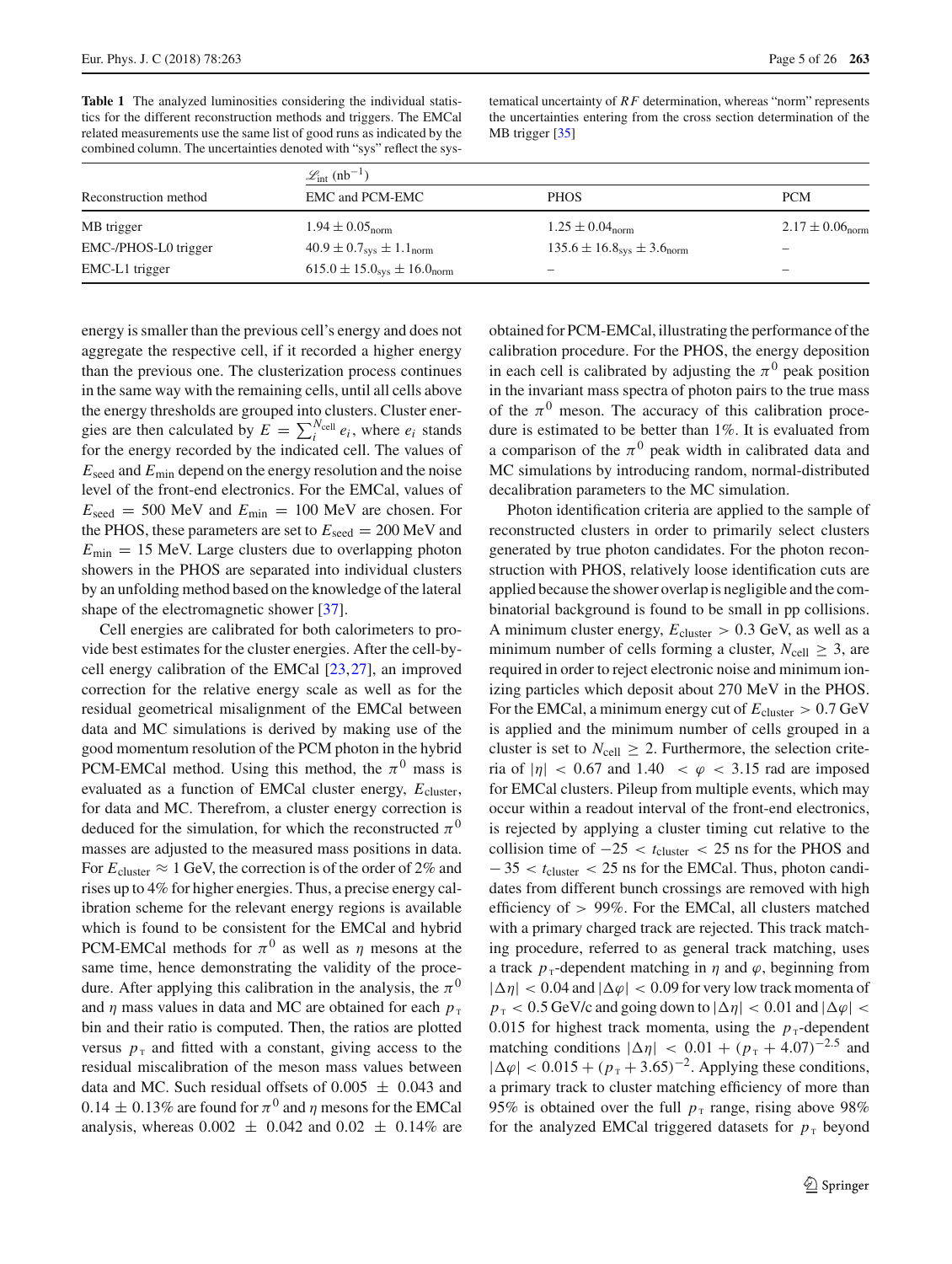**Table 1** The analyzed luminosities considering the individual statistics for the different reconstruction methods and triggers. The EMCal related measurements use the same list of good runs as indicated by the combined column. The uncertainties denoted with "sys" reflect the systematical uncertainty of $RF$ determination, whereas "norm" represents the uncertainties entering from the cross section determination of the MB trigger [35]

| Reconstruction method | $\mathscr{L}_{\rm int}$ (nb$^{-1}$) | | |
|---|---|---|---|
| | EMC and PCM-EMC | PHOS | PCM |
| MB trigger | $1.94 \pm 0.05_{\rm norm}$ | $1.25 \pm 0.04_{\rm norm}$ | $2.17 \pm 0.06_{\rm norm}$ |
| EMC-/PHOS-L0 trigger | $40.9 \pm 0.7_{\rm sys} \pm 1.1_{\rm norm}$ | $135.6 \pm 16.8_{\rm sys} \pm 3.6_{\rm norm}$ | – |
| EMC-L1 trigger | $615.0 \pm 15.0_{\rm sys} \pm 16.0_{\rm norm}$ | – | – |

energy is smaller than the previous cell's energy and does not aggregate the respective cell, if it recorded a higher energy than the previous one. The clusterization process continues in the same way with the remaining cells, until all cells above the energy thresholds are grouped into clusters. Cluster energies are then calculated by $E = \sum_i^{N_{\rm cell}} e_i$, where $e_i$ stands for the energy recorded by the indicated cell. The values of $E_{\rm seed}$ and $E_{\rm min}$ depend on the energy resolution and the noise level of the front-end electronics. For the EMCal, values of $E_{\rm seed} = 500$ MeV and $E_{\rm min} = 100$ MeV are chosen. For the PHOS, these parameters are set to $E_{\rm seed} = 200$ MeV and $E_{\rm min} = 15$ MeV. Large clusters due to overlapping photon showers in the PHOS are separated into individual clusters by an unfolding method based on the knowledge of the lateral shape of the electromagnetic shower [37].

Cell energies are calibrated for both calorimeters to provide best estimates for the cluster energies. After the cell-by-cell energy calibration of the EMCal [23,27], an improved correction for the relative energy scale as well as for the residual geometrical misalignment of the EMCal between data and MC simulations is derived by making use of the good momentum resolution of the PCM photon in the hybrid PCM-EMCal method. Using this method, the $\pi^0$ mass is evaluated as a function of EMCal cluster energy, $E_{\rm cluster}$, for data and MC. Therefrom, a cluster energy correction is deduced for the simulation, for which the reconstructed $\pi^0$ masses are adjusted to the measured mass positions in data. For $E_{\rm cluster} \approx 1$ GeV, the correction is of the order of 2% and rises up to 4% for higher energies. Thus, a precise energy calibration scheme for the relevant energy regions is available which is found to be consistent for the EMCal and hybrid PCM-EMCal methods for $\pi^0$ as well as $\eta$ mesons at the same time, hence demonstrating the validity of the procedure. After applying this calibration in the analysis, the $\pi^0$ and $\eta$ mass values in data and MC are obtained for each $p_{\rm T}$ bin and their ratio is computed. Then, the ratios are plotted versus $p_{\rm T}$ and fitted with a constant, giving access to the residual miscalibration of the meson mass values between data and MC. Such residual offsets of $0.005 \pm 0.043$ and $0.14 \pm 0.13$% are found for $\pi^0$ and $\eta$ mesons for the EMCal analysis, whereas $0.002 \pm 0.042$ and $0.02 \pm 0.14$% are obtained for PCM-EMCal, illustrating the performance of the calibration procedure. For the PHOS, the energy deposition in each cell is calibrated by adjusting the $\pi^0$ peak position in the invariant mass spectra of photon pairs to the true mass of the $\pi^0$ meson. The accuracy of this calibration procedure is estimated to be better than 1%. It is evaluated from a comparison of the $\pi^0$ peak width in calibrated data and MC simulations by introducing random, normal-distributed decalibration parameters to the MC simulation.

Photon identification criteria are applied to the sample of reconstructed clusters in order to primarily select clusters generated by true photon candidates. For the photon reconstruction with PHOS, relatively loose identification cuts are applied because the shower overlap is negligible and the combinatorial background is found to be small in pp collisions. A minimum cluster energy, $E_{\rm cluster} > 0.3$ GeV, as well as a minimum number of cells forming a cluster, $N_{\rm cell} \geq 3$, are required in order to reject electronic noise and minimum ionizing particles which deposit about 270 MeV in the PHOS. For the EMCal, a minimum energy cut of $E_{\rm cluster} > 0.7$ GeV is applied and the minimum number of cells grouped in a cluster is set to $N_{\rm cell} \geq 2$. Furthermore, the selection criteria of $|\eta| < 0.67$ and $1.40 < \varphi < 3.15$ rad are imposed for EMCal clusters. Pileup from multiple events, which may occur within a readout interval of the front-end electronics, is rejected by applying a cluster timing cut relative to the collision time of $-25 < t_{\rm cluster} < 25$ ns for the PHOS and $-35 < t_{\rm cluster} < 25$ ns for the EMCal. Thus, photon candidates from different bunch crossings are removed with high efficiency of $> 99$%. For the EMCal, all clusters matched with a primary charged track are rejected. This track matching procedure, referred to as general track matching, uses a track $p_{\rm T}$-dependent matching in $\eta$ and $\varphi$, beginning from $|\Delta\eta| < 0.04$ and $|\Delta\varphi| < 0.09$ for very low track momenta of $p_{\rm T} < 0.5$ GeV/c and going down to $|\Delta\eta| < 0.01$ and $|\Delta\varphi| < 0.015$ for highest track momenta, using the $p_{\rm T}$-dependent matching conditions $|\Delta\eta| < 0.01 + (p_{\rm T} + 4.07)^{-2.5}$ and $|\Delta\varphi| < 0.015 + (p_{\rm T} + 3.65)^{-2}$. Applying these conditions, a primary track to cluster matching efficiency of more than 95% is obtained over the full $p_{\rm T}$ range, rising above 98% for the analyzed EMCal triggered datasets for $p_{\rm T}$ beyond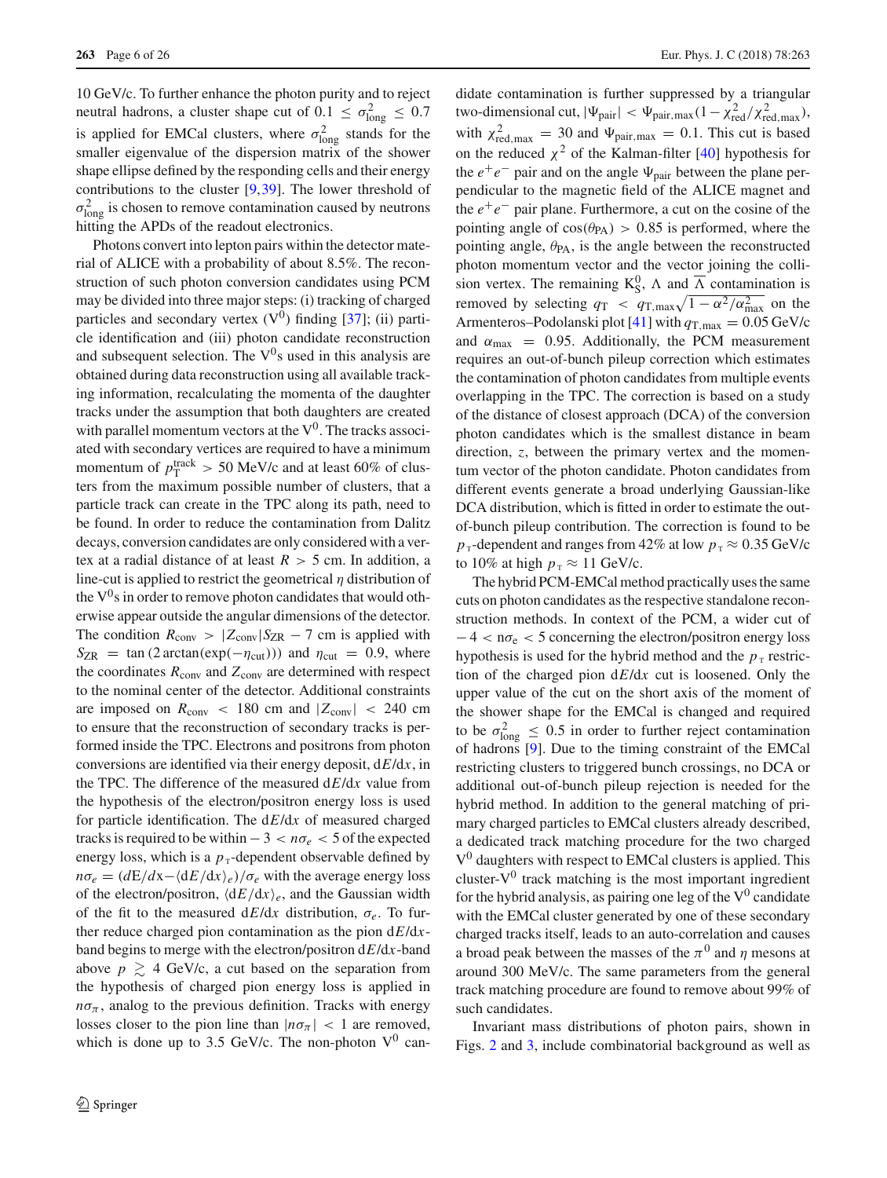10 GeV/c. To further enhance the photon purity and to reject neutral hadrons, a cluster shape cut of $0.1 \le \sigma^2_{\mathrm{long}} \le 0.7$ is applied for EMCal clusters, where $\sigma^2_{\mathrm{long}}$ stands for the smaller eigenvalue of the dispersion matrix of the shower shape ellipse defined by the responding cells and their energy contributions to the cluster [9,39]. The lower threshold of $\sigma^2_{\mathrm{long}}$ is chosen to remove contamination caused by neutrons hitting the APDs of the readout electronics.

Photons convert into lepton pairs within the detector material of ALICE with a probability of about 8.5%. The reconstruction of such photon conversion candidates using PCM may be divided into three major steps: (i) tracking of charged particles and secondary vertex ($\mathrm{V}^0$) finding [37]; (ii) particle identification and (iii) photon candidate reconstruction and subsequent selection. The $\mathrm{V}^0$s used in this analysis are obtained during data reconstruction using all available tracking information, recalculating the momenta of the daughter tracks under the assumption that both daughters are created with parallel momentum vectors at the $\mathrm{V}^0$. The tracks associated with secondary vertices are required to have a minimum momentum of $p_{\mathrm{T}}^{\mathrm{track}} > 50$ MeV/c and at least 60% of clusters from the maximum possible number of clusters, that a particle track can create in the TPC along its path, need to be found. In order to reduce the contamination from Dalitz decays, conversion candidates are only considered with a vertex at a radial distance of at least $R > 5$ cm. In addition, a line-cut is applied to restrict the geometrical $\eta$ distribution of the $\mathrm{V}^0$s in order to remove photon candidates that would otherwise appear outside the angular dimensions of the detector. The condition $R_{\mathrm{conv}} > |Z_{\mathrm{conv}}| S_{\mathrm{ZR}} - 7$ cm is applied with $S_{\mathrm{ZR}} = \tan(2\arctan(\exp(-\eta_{\mathrm{cut}})))$ and $\eta_{\mathrm{cut}} = 0.9$, where the coordinates $R_{\mathrm{conv}}$ and $Z_{\mathrm{conv}}$ are determined with respect to the nominal center of the detector. Additional constraints are imposed on $R_{\mathrm{conv}} < 180$ cm and $|Z_{\mathrm{conv}}| < 240$ cm to ensure that the reconstruction of secondary tracks is performed inside the TPC. Electrons and positrons from photon conversions are identified via their energy deposit, $\mathrm{d}E/\mathrm{d}x$, in the TPC. The difference of the measured $\mathrm{d}E/\mathrm{d}x$ value from the hypothesis of the electron/positron energy loss is used for particle identification. The $\mathrm{d}E/\mathrm{d}x$ of measured charged tracks is required to be within $-3 < n\sigma_e < 5$ of the expected energy loss, which is a $p_{\mathrm{T}}$-dependent observable defined by $n\sigma_e = (d\mathrm{E}/\mathrm{d}x - \langle \mathrm{d}E/\mathrm{d}x \rangle_e)/\sigma_e$ with the average energy loss of the electron/positron, $\langle \mathrm{d}E/\mathrm{d}x \rangle_e$, and the Gaussian width of the fit to the measured $\mathrm{d}E/\mathrm{d}x$ distribution, $\sigma_e$. To further reduce charged pion contamination as the pion $\mathrm{d}E/\mathrm{d}x$-band begins to merge with the electron/positron $\mathrm{d}E/\mathrm{d}x$-band above $p \gtrsim 4$ GeV/c, a cut based on the separation from the hypothesis of charged pion energy loss is applied in $n\sigma_\pi$, analog to the previous definition. Tracks with energy losses closer to the pion line than $|n\sigma_\pi| < 1$ are removed, which is done up to 3.5 GeV/c. The non-photon $\mathrm{V}^0$ candidate contamination is further suppressed by a triangular two-dimensional cut, $|\Psi_{\mathrm{pair}}| < \Psi_{\mathrm{pair,max}}(1 - \chi^2_{\mathrm{red}}/\chi^2_{\mathrm{red,max}})$, with $\chi^2_{\mathrm{red,max}} = 30$ and $\Psi_{\mathrm{pair,max}} = 0.1$. This cut is based on the reduced $\chi^2$ of the Kalman-filter [40] hypothesis for the $e^+e^-$ pair and on the angle $\Psi_{\mathrm{pair}}$ between the plane perpendicular to the magnetic field of the ALICE magnet and the $e^+e^-$ pair plane. Furthermore, a cut on the cosine of the pointing angle of $\cos(\theta_{\mathrm{PA}}) > 0.85$ is performed, where the pointing angle, $\theta_{\mathrm{PA}}$, is the angle between the reconstructed photon momentum vector and the vector joining the collision vertex. The remaining $\mathrm{K}^0_{\mathrm{S}}$, $\Lambda$ and $\overline{\Lambda}$ contamination is removed by selecting $q_{\mathrm{T}} < q_{\mathrm{T,max}}\sqrt{1 - \alpha^2/\alpha^2_{\mathrm{max}}}$ on the Armenteros–Podolanski plot [41] with $q_{\mathrm{T,max}} = 0.05$ GeV/c and $\alpha_{\mathrm{max}} = 0.95$. Additionally, the PCM measurement requires an out-of-bunch pileup correction which estimates the contamination of photon candidates from multiple events overlapping in the TPC. The correction is based on a study of the distance of closest approach (DCA) of the conversion photon candidates which is the smallest distance in beam direction, $z$, between the primary vertex and the momentum vector of the photon candidate. Photon candidates from different events generate a broad underlying Gaussian-like DCA distribution, which is fitted in order to estimate the out-of-bunch pileup contribution. The correction is found to be $p_{\mathrm{T}}$-dependent and ranges from 42% at low $p_{\mathrm{T}} \approx 0.35$ GeV/c to 10% at high $p_{\mathrm{T}} \approx 11$ GeV/c.

The hybrid PCM-EMCal method practically uses the same cuts on photon candidates as the respective standalone reconstruction methods. In context of the PCM, a wider cut of $-4 < \mathrm{n}\sigma_{\mathrm{e}} < 5$ concerning the electron/positron energy loss hypothesis is used for the hybrid method and the $p_{\mathrm{T}}$ restriction of the charged pion $\mathrm{d}E/\mathrm{d}x$ cut is loosened. Only the upper value of the cut on the short axis of the moment of the shower shape for the EMCal is changed and required to be $\sigma^2_{\mathrm{long}} \le 0.5$ in order to further reject contamination of hadrons [9]. Due to the timing constraint of the EMCal restricting clusters to triggered bunch crossings, no DCA or additional out-of-bunch pileup rejection is needed for the hybrid method. In addition to the general matching of primary charged particles to EMCal clusters already described, a dedicated track matching procedure for the two charged $\mathrm{V}^0$ daughters with respect to EMCal clusters is applied. This cluster-$\mathrm{V}^0$ track matching is the most important ingredient for the hybrid analysis, as pairing one leg of the $\mathrm{V}^0$ candidate with the EMCal cluster generated by one of these secondary charged tracks itself, leads to an auto-correlation and causes a broad peak between the masses of the $\pi^0$ and $\eta$ mesons at around 300 MeV/c. The same parameters from the general track matching procedure are found to remove about 99% of such candidates.

Invariant mass distributions of photon pairs, shown in Figs. 2 and 3, include combinatorial background as well as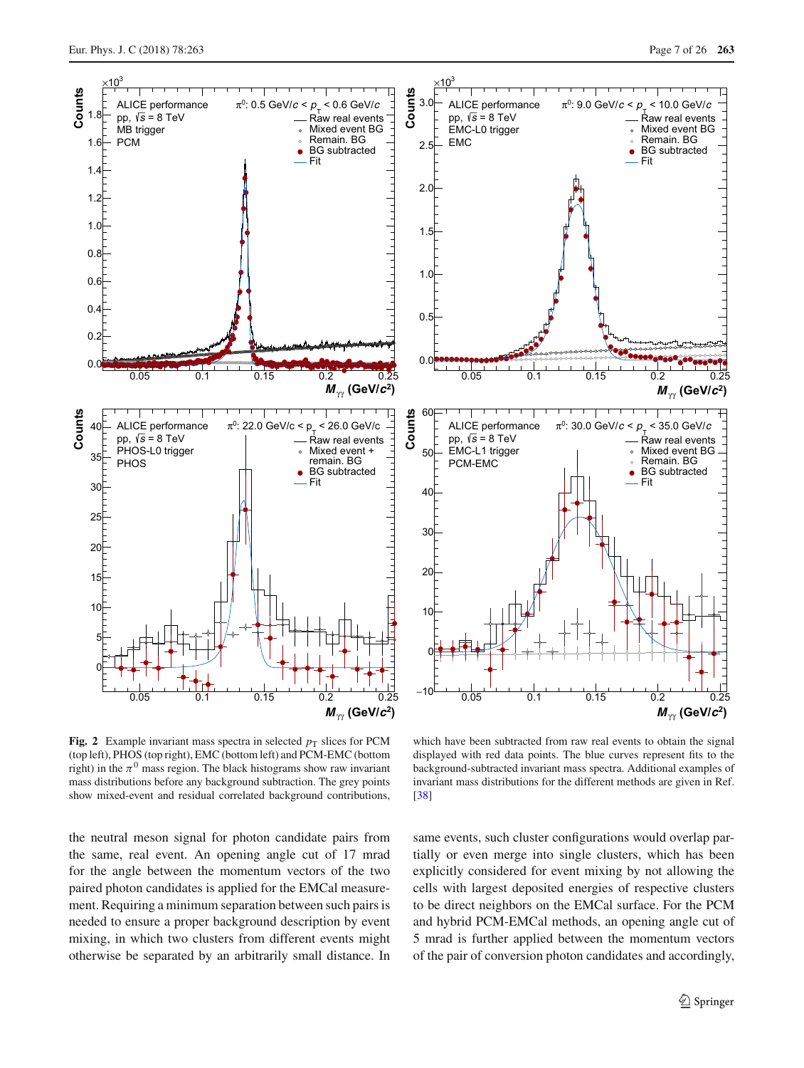**Fig. 2** Example invariant mass spectra in selected $p_T$ slices for PCM (top left), PHOS (top right), EMC (bottom left) and PCM-EMC (bottom right) in the $\pi^0$ mass region. The black histograms show raw invariant mass distributions before any background subtraction. The grey points show mixed-event and residual correlated background contributions, which have been subtracted from raw real events to obtain the signal displayed with red data points. The blue curves represent fits to the background-subtracted invariant mass spectra. Additional examples of invariant mass distributions for the different methods are given in Ref. [38]

the neutral meson signal for photon candidate pairs from the same, real event. An opening angle cut of 17 mrad for the angle between the momentum vectors of the two paired photon candidates is applied for the EMCal measurement. Requiring a minimum separation between such pairs is needed to ensure a proper background description by event mixing, in which two clusters from different events might otherwise be separated by an arbitrarily small distance. In same events, such cluster configurations would overlap partially or even merge into single clusters, which has been explicitly considered for event mixing by not allowing the cells with largest deposited energies of respective clusters to be direct neighbors on the EMCal surface. For the PCM and hybrid PCM-EMCal methods, an opening angle cut of 5 mrad is further applied between the momentum vectors of the pair of conversion photon candidates and accordingly,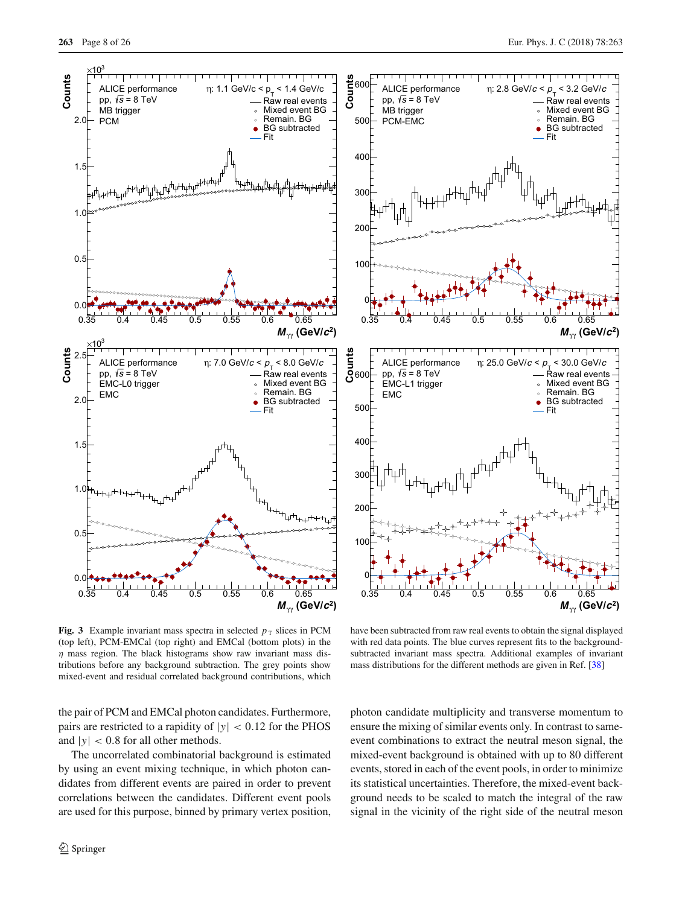**Fig. 3** Example invariant mass spectra in selected $p_{\mathrm{T}}$ slices in PCM (top left), PCM-EMCal (top right) and EMCal (bottom plots) in the $\eta$ mass region. The black histograms show raw invariant mass distributions before any background subtraction. The grey points show mixed-event and residual correlated background contributions, which have been subtracted from raw real events to obtain the signal displayed with red data points. The blue curves represent fits to the background-subtracted invariant mass spectra. Additional examples of invariant mass distributions for the different methods are given in Ref. [38]

the pair of PCM and EMCal photon candidates. Furthermore, pairs are restricted to a rapidity of $|y| < 0.12$ for the PHOS and $|y| < 0.8$ for all other methods.

The uncorrelated combinatorial background is estimated by using an event mixing technique, in which photon candidates from different events are paired in order to prevent correlations between the candidates. Different event pools are used for this purpose, binned by primary vertex position, photon candidate multiplicity and transverse momentum to ensure the mixing of similar events only. In contrast to same-event combinations to extract the neutral meson signal, the mixed-event background is obtained with up to 80 different events, stored in each of the event pools, in order to minimize its statistical uncertainties. Therefore, the mixed-event background needs to be scaled to match the integral of the raw signal in the vicinity of the right side of the neutral meson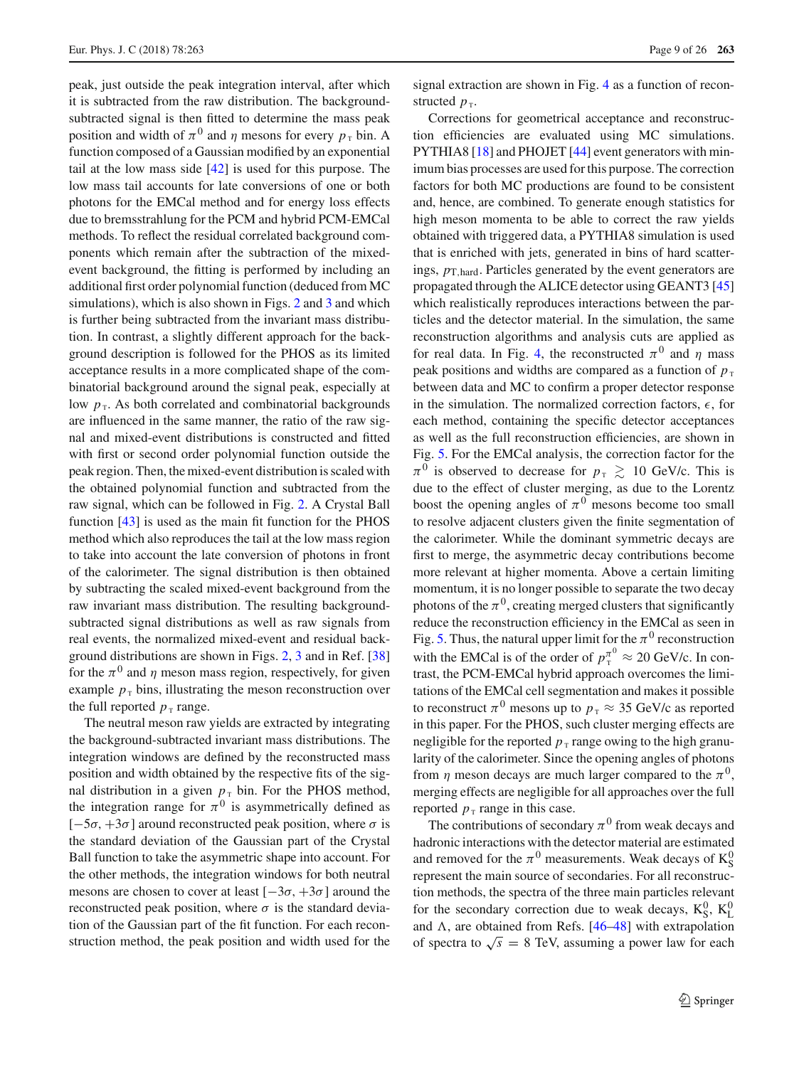peak, just outside the peak integration interval, after which it is subtracted from the raw distribution. The background-subtracted signal is then fitted to determine the mass peak position and width of $\pi^0$ and $\eta$ mesons for every $p_{\mathrm{T}}$ bin. A function composed of a Gaussian modified by an exponential tail at the low mass side [42] is used for this purpose. The low mass tail accounts for late conversions of one or both photons for the EMCal method and for energy loss effects due to bremsstrahlung for the PCM and hybrid PCM-EMCal methods. To reflect the residual correlated background components which remain after the subtraction of the mixed-event background, the fitting is performed by including an additional first order polynomial function (deduced from MC simulations), which is also shown in Figs. 2 and 3 and which is further being subtracted from the invariant mass distribution. In contrast, a slightly different approach for the background description is followed for the PHOS as its limited acceptance results in a more complicated shape of the combinatorial background around the signal peak, especially at low $p_{\mathrm{T}}$. As both correlated and combinatorial backgrounds are influenced in the same manner, the ratio of the raw signal and mixed-event distributions is constructed and fitted with first or second order polynomial function outside the peak region. Then, the mixed-event distribution is scaled with the obtained polynomial function and subtracted from the raw signal, which can be followed in Fig. 2. A Crystal Ball function [43] is used as the main fit function for the PHOS method which also reproduces the tail at the low mass region to take into account the late conversion of photons in front of the calorimeter. The signal distribution is then obtained by subtracting the scaled mixed-event background from the raw invariant mass distribution. The resulting background-subtracted signal distributions as well as raw signals from real events, the normalized mixed-event and residual background distributions are shown in Figs. 2, 3 and in Ref. [38] for the $\pi^0$ and $\eta$ meson mass region, respectively, for given example $p_{\mathrm{T}}$ bins, illustrating the meson reconstruction over the full reported $p_{\mathrm{T}}$ range.

The neutral meson raw yields are extracted by integrating the background-subtracted invariant mass distributions. The integration windows are defined by the reconstructed mass position and width obtained by the respective fits of the signal distribution in a given $p_{\mathrm{T}}$ bin. For the PHOS method, the integration range for $\pi^0$ is asymmetrically defined as $[-5\sigma, +3\sigma]$ around reconstructed peak position, where $\sigma$ is the standard deviation of the Gaussian part of the Crystal Ball function to take the asymmetric shape into account. For the other methods, the integration windows for both neutral mesons are chosen to cover at least $[-3\sigma, +3\sigma]$ around the reconstructed peak position, where $\sigma$ is the standard deviation of the Gaussian part of the fit function. For each reconstruction method, the peak position and width used for the signal extraction are shown in Fig. 4 as a function of reconstructed $p_{\mathrm{T}}$.

Corrections for geometrical acceptance and reconstruction efficiencies are evaluated using MC simulations. PYTHIA8 [18] and PHOJET [44] event generators with minimum bias processes are used for this purpose. The correction factors for both MC productions are found to be consistent and, hence, are combined. To generate enough statistics for high meson momenta to be able to correct the raw yields obtained with triggered data, a PYTHIA8 simulation is used that is enriched with jets, generated in bins of hard scatterings, $p_{\mathrm{T,hard}}$. Particles generated by the event generators are propagated through the ALICE detector using GEANT3 [45] which realistically reproduces interactions between the particles and the detector material. In the simulation, the same reconstruction algorithms and analysis cuts are applied as for real data. In Fig. 4, the reconstructed $\pi^0$ and $\eta$ mass peak positions and widths are compared as a function of $p_{\mathrm{T}}$ between data and MC to confirm a proper detector response in the simulation. The normalized correction factors, $\epsilon$, for each method, containing the specific detector acceptances as well as the full reconstruction efficiencies, are shown in Fig. 5. For the EMCal analysis, the correction factor for the $\pi^0$ is observed to decrease for $p_{\mathrm{T}} \gtrsim 10$ GeV/c. This is due to the effect of cluster merging, as due to the Lorentz boost the opening angles of $\pi^0$ mesons become too small to resolve adjacent clusters given the finite segmentation of the calorimeter. While the dominant symmetric decays are first to merge, the asymmetric decay contributions become more relevant at higher momenta. Above a certain limiting momentum, it is no longer possible to separate the two decay photons of the $\pi^0$, creating merged clusters that significantly reduce the reconstruction efficiency in the EMCal as seen in Fig. 5. Thus, the natural upper limit for the $\pi^0$ reconstruction with the EMCal is of the order of $p_{\mathrm{T}}^{\pi^0} \approx 20$ GeV/c. In contrast, the PCM-EMCal hybrid approach overcomes the limitations of the EMCal cell segmentation and makes it possible to reconstruct $\pi^0$ mesons up to $p_{\mathrm{T}} \approx 35$ GeV/c as reported in this paper. For the PHOS, such cluster merging effects are negligible for the reported $p_{\mathrm{T}}$ range owing to the high granularity of the calorimeter. Since the opening angles of photons from $\eta$ meson decays are much larger compared to the $\pi^0$, merging effects are negligible for all approaches over the full reported $p_{\mathrm{T}}$ range in this case.

The contributions of secondary $\pi^0$ from weak decays and hadronic interactions with the detector material are estimated and removed for the $\pi^0$ measurements. Weak decays of $\mathrm{K}^0_{\mathrm{S}}$ represent the main source of secondaries. For all reconstruction methods, the spectra of the three main particles relevant for the secondary correction due to weak decays, $\mathrm{K}^0_{\mathrm{S}}$, $\mathrm{K}^0_{\mathrm{L}}$ and $\Lambda$, are obtained from Refs. [46–48] with extrapolation of spectra to $\sqrt{s} = 8$ TeV, assuming a power law for each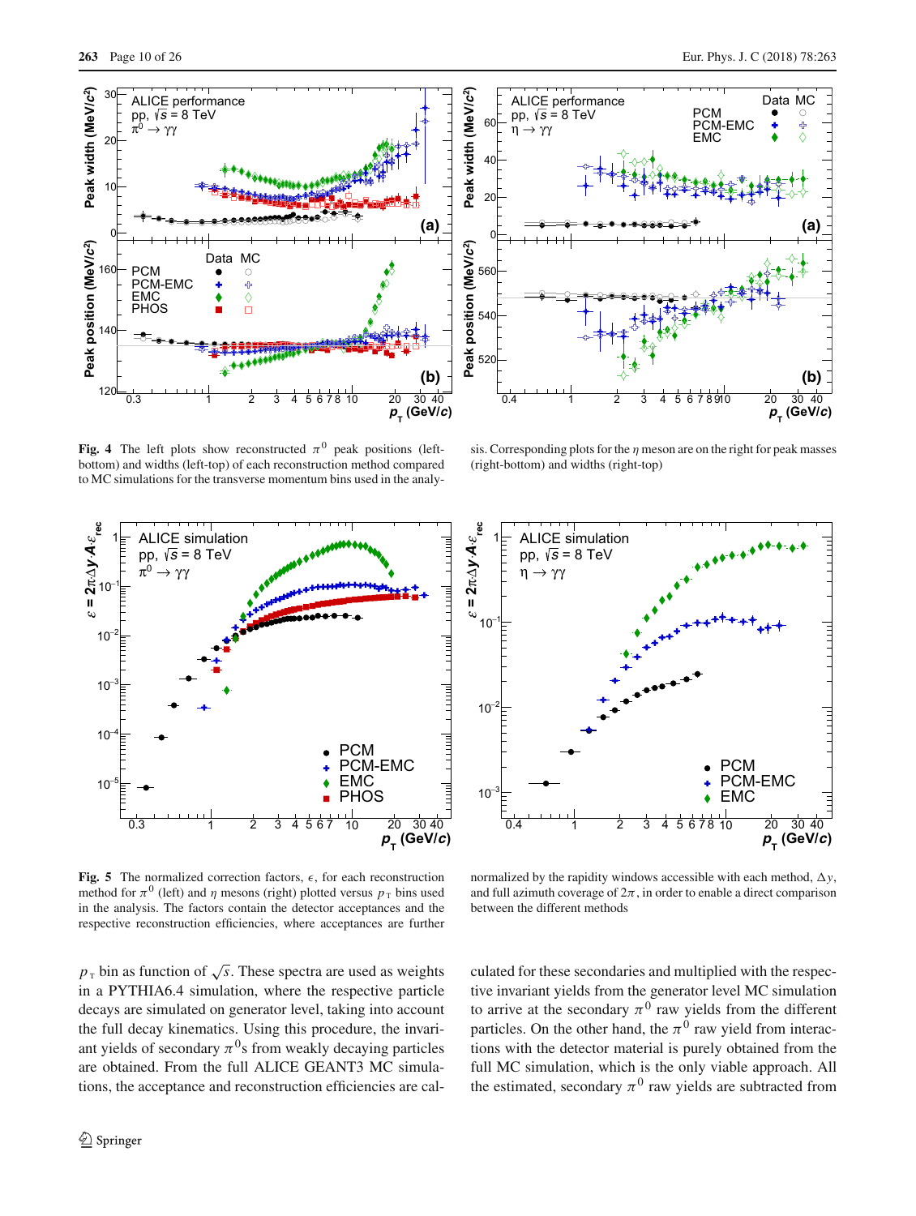**Fig. 4** The left plots show reconstructed $\pi^0$ peak positions (left-bottom) and widths (left-top) of each reconstruction method compared to MC simulations for the transverse momentum bins used in the analysis. Corresponding plots for the $\eta$ meson are on the right for peak masses (right-bottom) and widths (right-top)

**Fig. 5** The normalized correction factors, $\epsilon$, for each reconstruction method for $\pi^0$ (left) and $\eta$ mesons (right) plotted versus $p_{\mathrm{T}}$ bins used in the analysis. The factors contain the detector acceptances and the respective reconstruction efficiencies, where acceptances are further normalized by the rapidity windows accessible with each method, $\Delta y$, and full azimuth coverage of $2\pi$, in order to enable a direct comparison between the different methods

$p_{\mathrm{T}}$ bin as function of $\sqrt{s}$. These spectra are used as weights in a PYTHIA6.4 simulation, where the respective particle decays are simulated on generator level, taking into account the full decay kinematics. Using this procedure, the invariant yields of secondary $\pi^0$s from weakly decaying particles are obtained. From the full ALICE GEANT3 MC simulations, the acceptance and reconstruction efficiencies are calculated for these secondaries and multiplied with the respective invariant yields from the generator level MC simulation to arrive at the secondary $\pi^0$ raw yields from the different particles. On the other hand, the $\pi^0$ raw yield from interactions with the detector material is purely obtained from the full MC simulation, which is the only viable approach. All the estimated, secondary $\pi^0$ raw yields are subtracted from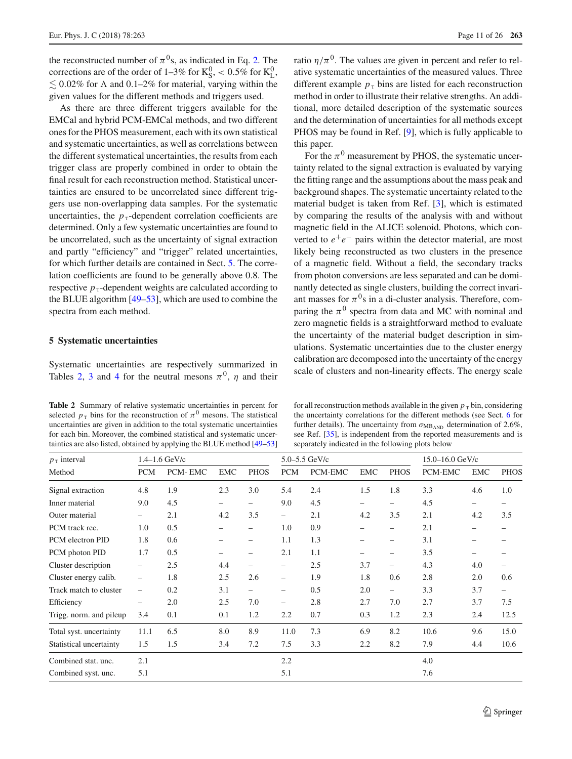the reconstructed number of $\pi^0$s, as indicated in Eq. 2. The corrections are of the order of 1–3% for $K^0_S$, < 0.5% for $K^0_L$, $\lesssim 0.02\%$ for $\Lambda$ and 0.1–2% for material, varying within the given values for the different methods and triggers used.

As there are three different triggers available for the EMCal and hybrid PCM-EMCal methods, and two different ones for the PHOS measurement, each with its own statistical and systematic uncertainties, as well as correlations between the different systematical uncertainties, the results from each trigger class are properly combined in order to obtain the final result for each reconstruction method. Statistical uncertainties are ensured to be uncorrelated since different triggers use non-overlapping data samples. For the systematic uncertainties, the $p_T$-dependent correlation coefficients are determined. Only a few systematic uncertainties are found to be uncorrelated, such as the uncertainty of signal extraction and partly "efficiency" and "trigger" related uncertainties, for which further details are contained in Sect. 5. The correlation coefficients are found to be generally above 0.8. The respective $p_T$-dependent weights are calculated according to the BLUE algorithm [49–53], which are used to combine the spectra from each method.

## 5 Systematic uncertainties

Systematic uncertainties are respectively summarized in Tables 2, 3 and 4 for the neutral mesons $\pi^0$, $\eta$ and their ratio $\eta/\pi^0$. The values are given in percent and refer to relative systematic uncertainties of the measured values. Three different example $p_T$ bins are listed for each reconstruction method in order to illustrate their relative strengths. An additional, more detailed description of the systematic sources and the determination of uncertainties for all methods except PHOS may be found in Ref. [9], which is fully applicable to this paper.

For the $\pi^0$ measurement by PHOS, the systematic uncertainty related to the signal extraction is evaluated by varying the fitting range and the assumptions about the mass peak and background shapes. The systematic uncertainty related to the material budget is taken from Ref. [3], which is estimated by comparing the results of the analysis with and without magnetic field in the ALICE solenoid. Photons, which converted to $e^+e^-$ pairs within the detector material, are most likely being reconstructed as two clusters in the presence of a magnetic field. Without a field, the secondary tracks from photon conversions are less separated and can be dominantly detected as single clusters, building the correct invariant masses for $\pi^0$s in a di-cluster analysis. Therefore, comparing the $\pi^0$ spectra from data and MC with nominal and zero magnetic fields is a straightforward method to evaluate the uncertainty of the material budget description in simulations. Systematic uncertainties due to the cluster energy calibration are decomposed into the uncertainty of the energy scale of clusters and non-linearity effects. The energy scale

**Table 2** Summary of relative systematic uncertainties in percent for selected $p_T$ bins for the reconstruction of $\pi^0$ mesons. The statistical uncertainties are given in addition to the total systematic uncertainties for each bin. Moreover, the combined statistical and systematic uncertainties are also listed, obtained by applying the BLUE method [49–53] for all reconstruction methods available in the given $p_T$ bin, considering the uncertainty correlations for the different methods (see Sect. 6 for further details). The uncertainty from $\sigma_{\mathrm{MB_{AND}}}$ determination of 2.6%, see Ref. [35], is independent from the reported measurements and is separately indicated in the following plots below

| $p_T$ interval | 1.4–1.6 GeV/c | | | | 5.0–5.5 GeV/c | | | | 15.0–16.0 GeV/c | | |
|---|---|---|---|---|---|---|---|---|---|---|---|
| Method | PCM | PCM- EMC | EMC | PHOS | PCM | PCM-EMC | EMC | PHOS | PCM-EMC | EMC | PHOS |
| Signal extraction | 4.8 | 1.9 | 2.3 | 3.0 | 5.4 | 2.4 | 1.5 | 1.8 | 3.3 | 4.6 | 1.0 |
| Inner material | 9.0 | 4.5 | – | – | 9.0 | 4.5 | – | – | 4.5 | – | – |
| Outer material | – | 2.1 | 4.2 | 3.5 | – | 2.1 | 4.2 | 3.5 | 2.1 | 4.2 | 3.5 |
| PCM track rec. | 1.0 | 0.5 | – | – | 1.0 | 0.9 | – | – | 2.1 | – | – |
| PCM electron PID | 1.8 | 0.6 | – | – | 1.1 | 1.3 | – | – | 3.1 | – | – |
| PCM photon PID | 1.7 | 0.5 | – | – | 2.1 | 1.1 | – | – | 3.5 | – | – |
| Cluster description | – | 2.5 | 4.4 | – | – | 2.5 | 3.7 | – | 4.3 | 4.0 | – |
| Cluster energy calib. | – | 1.8 | 2.5 | 2.6 | – | 1.9 | 1.8 | 0.6 | 2.8 | 2.0 | 0.6 |
| Track match to cluster | – | 0.2 | 3.1 | – | – | 0.5 | 2.0 | – | 3.3 | 3.7 | – |
| Efficiency | – | 2.0 | 2.5 | 7.0 | – | 2.8 | 2.7 | 7.0 | 2.7 | 3.7 | 7.5 |
| Trigg. norm. and pileup | 3.4 | 0.1 | 0.1 | 1.2 | 2.2 | 0.7 | 0.3 | 1.2 | 2.3 | 2.4 | 12.5 |
| Total syst. uncertainty | 11.1 | 6.5 | 8.0 | 8.9 | 11.0 | 7.3 | 6.9 | 8.2 | 10.6 | 9.6 | 15.0 |
| Statistical uncertainty | 1.5 | 1.5 | 3.4 | 7.2 | 7.5 | 3.3 | 2.2 | 8.2 | 7.9 | 4.4 | 10.6 |
| Combined stat. unc. | 2.1 | | | | 2.2 | | | | 4.0 | | |
| Combined syst. unc. | 5.1 | | | | 5.1 | | | | 7.6 | | |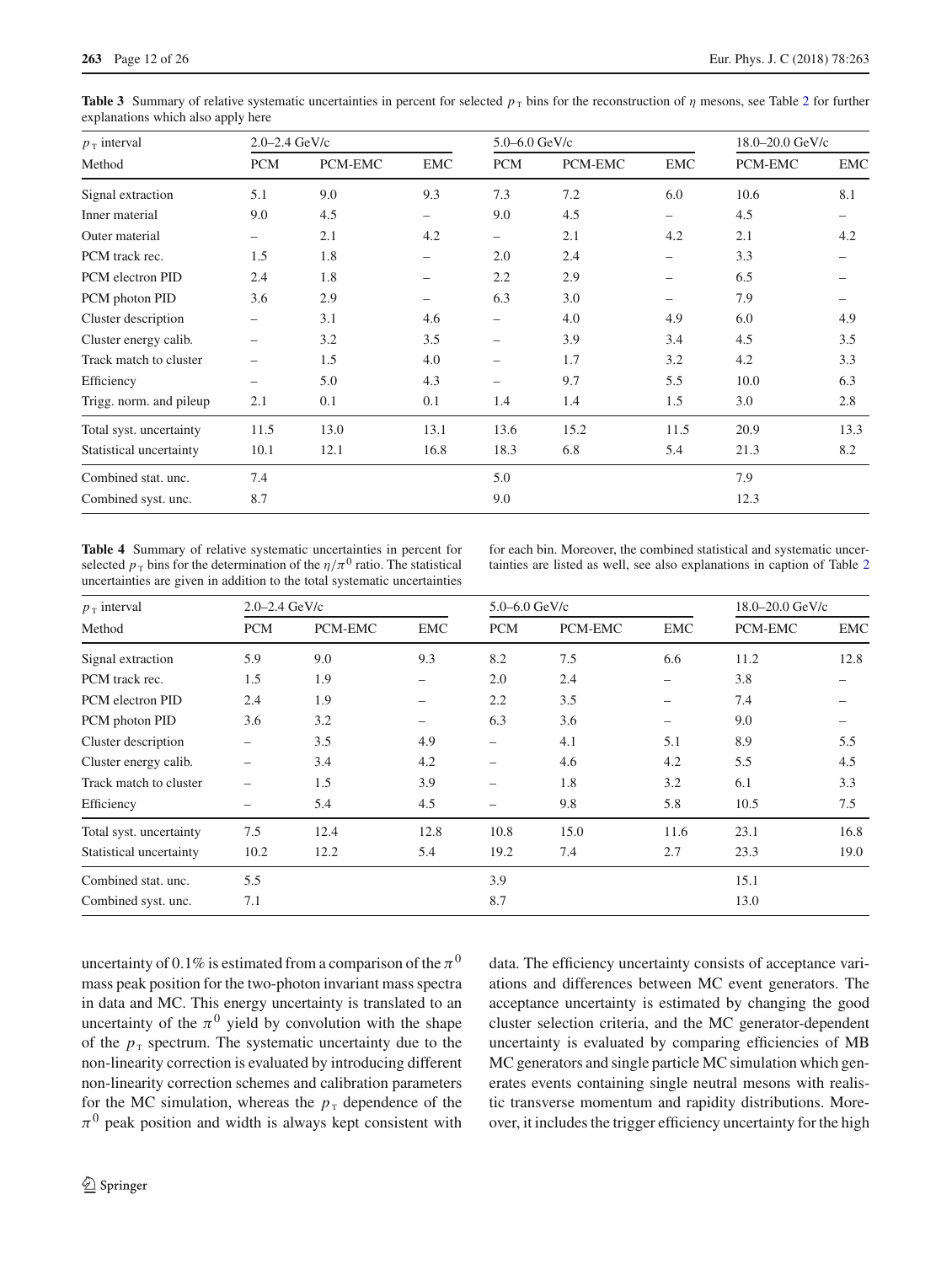**Table 3** Summary of relative systematic uncertainties in percent for selected $p_{\mathrm{T}}$ bins for the reconstruction of $\eta$ mesons, see Table 2 for further explanations which also apply here

| $p_{\mathrm{T}}$ interval | 2.0–2.4 GeV/c | | | 5.0–6.0 GeV/c | | | 18.0–20.0 GeV/c | |
|---|---|---|---|---|---|---|---|---|
| Method | PCM | PCM-EMC | EMC | PCM | PCM-EMC | EMC | PCM-EMC | EMC |
| Signal extraction | 5.1 | 9.0 | 9.3 | 7.3 | 7.2 | 6.0 | 10.6 | 8.1 |
| Inner material | 9.0 | 4.5 | – | 9.0 | 4.5 | – | 4.5 | – |
| Outer material | – | 2.1 | 4.2 | – | 2.1 | 4.2 | 2.1 | 4.2 |
| PCM track rec. | 1.5 | 1.8 | – | 2.0 | 2.4 | – | 3.3 | – |
| PCM electron PID | 2.4 | 1.8 | – | 2.2 | 2.9 | – | 6.5 | – |
| PCM photon PID | 3.6 | 2.9 | – | 6.3 | 3.0 | – | 7.9 | – |
| Cluster description | – | 3.1 | 4.6 | – | 4.0 | 4.9 | 6.0 | 4.9 |
| Cluster energy calib. | – | 3.2 | 3.5 | – | 3.9 | 3.4 | 4.5 | 3.5 |
| Track match to cluster | – | 1.5 | 4.0 | – | 1.7 | 3.2 | 4.2 | 3.3 |
| Efficiency | – | 5.0 | 4.3 | – | 9.7 | 5.5 | 10.0 | 6.3 |
| Trigg. norm. and pileup | 2.1 | 0.1 | 0.1 | 1.4 | 1.4 | 1.5 | 3.0 | 2.8 |
| Total syst. uncertainty | 11.5 | 13.0 | 13.1 | 13.6 | 15.2 | 11.5 | 20.9 | 13.3 |
| Statistical uncertainty | 10.1 | 12.1 | 16.8 | 18.3 | 6.8 | 5.4 | 21.3 | 8.2 |
| Combined stat. unc. | 7.4 | | | 5.0 | | | 7.9 | |
| Combined syst. unc. | 8.7 | | | 9.0 | | | 12.3 | |

**Table 4** Summary of relative systematic uncertainties in percent for selected $p_{\mathrm{T}}$ bins for the determination of the $\eta/\pi^0$ ratio. The statistical uncertainties are given in addition to the total systematic uncertainties for each bin. Moreover, the combined statistical and systematic uncertainties are listed as well, see also explanations in caption of Table 2

| $p_{\mathrm{T}}$ interval | 2.0–2.4 GeV/c | | | 5.0–6.0 GeV/c | | | 18.0–20.0 GeV/c | |
|---|---|---|---|---|---|---|---|---|
| Method | PCM | PCM-EMC | EMC | PCM | PCM-EMC | EMC | PCM-EMC | EMC |
| Signal extraction | 5.9 | 9.0 | 9.3 | 8.2 | 7.5 | 6.6 | 11.2 | 12.8 |
| PCM track rec. | 1.5 | 1.9 | – | 2.0 | 2.4 | – | 3.8 | – |
| PCM electron PID | 2.4 | 1.9 | – | 2.2 | 3.5 | – | 7.4 | – |
| PCM photon PID | 3.6 | 3.2 | – | 6.3 | 3.6 | – | 9.0 | – |
| Cluster description | – | 3.5 | 4.9 | – | 4.1 | 5.1 | 8.9 | 5.5 |
| Cluster energy calib. | – | 3.4 | 4.2 | – | 4.6 | 4.2 | 5.5 | 4.5 |
| Track match to cluster | – | 1.5 | 3.9 | – | 1.8 | 3.2 | 6.1 | 3.3 |
| Efficiency | – | 5.4 | 4.5 | – | 9.8 | 5.8 | 10.5 | 7.5 |
| Total syst. uncertainty | 7.5 | 12.4 | 12.8 | 10.8 | 15.0 | 11.6 | 23.1 | 16.8 |
| Statistical uncertainty | 10.2 | 12.2 | 5.4 | 19.2 | 7.4 | 2.7 | 23.3 | 19.0 |
| Combined stat. unc. | 5.5 | | | 3.9 | | | 15.1 | |
| Combined syst. unc. | 7.1 | | | 8.7 | | | 13.0 | |

uncertainty of 0.1% is estimated from a comparison of the $\pi^0$ mass peak position for the two-photon invariant mass spectra in data and MC. This energy uncertainty is translated to an uncertainty of the $\pi^0$ yield by convolution with the shape of the $p_{\mathrm{T}}$ spectrum. The systematic uncertainty due to the non-linearity correction is evaluated by introducing different non-linearity correction schemes and calibration parameters for the MC simulation, whereas the $p_{\mathrm{T}}$ dependence of the $\pi^0$ peak position and width is always kept consistent with data. The efficiency uncertainty consists of acceptance variations and differences between MC event generators. The acceptance uncertainty is estimated by changing the good cluster selection criteria, and the MC generator-dependent uncertainty is evaluated by comparing efficiencies of MB MC generators and single particle MC simulation which generates events containing single neutral mesons with realistic transverse momentum and rapidity distributions. Moreover, it includes the trigger efficiency uncertainty for the high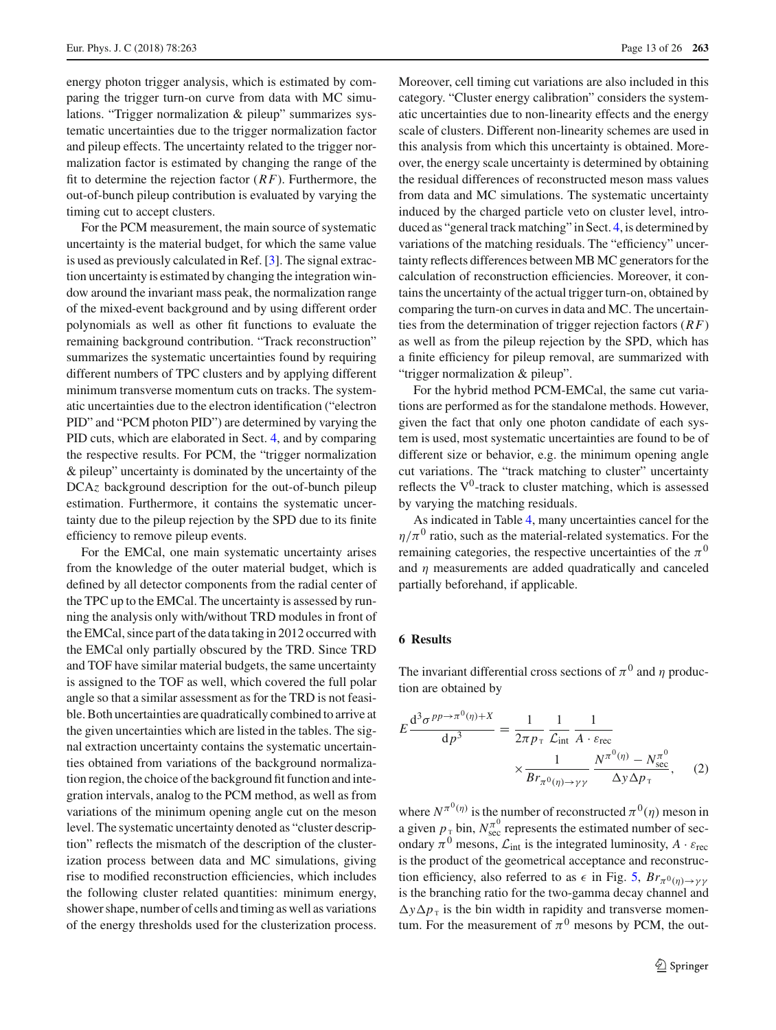energy photon trigger analysis, which is estimated by comparing the trigger turn-on curve from data with MC simulations. "Trigger normalization & pileup" summarizes systematic uncertainties due to the trigger normalization factor and pileup effects. The uncertainty related to the trigger normalization factor is estimated by changing the range of the fit to determine the rejection factor ($RF$). Furthermore, the out-of-bunch pileup contribution is evaluated by varying the timing cut to accept clusters.

For the PCM measurement, the main source of systematic uncertainty is the material budget, for which the same value is used as previously calculated in Ref. [3]. The signal extraction uncertainty is estimated by changing the integration window around the invariant mass peak, the normalization range of the mixed-event background and by using different order polynomials as well as other fit functions to evaluate the remaining background contribution. "Track reconstruction" summarizes the systematic uncertainties found by requiring different numbers of TPC clusters and by applying different minimum transverse momentum cuts on tracks. The systematic uncertainties due to the electron identification ("electron PID" and "PCM photon PID") are determined by varying the PID cuts, which are elaborated in Sect. 4, and by comparing the respective results. For PCM, the "trigger normalization & pileup" uncertainty is dominated by the uncertainty of the DCA$z$ background description for the out-of-bunch pileup estimation. Furthermore, it contains the systematic uncertainty due to the pileup rejection by the SPD due to its finite efficiency to remove pileup events.

For the EMCal, one main systematic uncertainty arises from the knowledge of the outer material budget, which is defined by all detector components from the radial center of the TPC up to the EMCal. The uncertainty is assessed by running the analysis only with/without TRD modules in front of the EMCal, since part of the data taking in 2012 occurred with the EMCal only partially obscured by the TRD. Since TRD and TOF have similar material budgets, the same uncertainty is assigned to the TOF as well, which covered the full polar angle so that a similar assessment as for the TRD is not feasible. Both uncertainties are quadratically combined to arrive at the given uncertainties which are listed in the tables. The signal extraction uncertainty contains the systematic uncertainties obtained from variations of the background normalization region, the choice of the background fit function and integration intervals, analog to the PCM method, as well as from variations of the minimum opening angle cut on the meson level. The systematic uncertainty denoted as "cluster description" reflects the mismatch of the description of the clusterization process between data and MC simulations, giving rise to modified reconstruction efficiencies, which includes the following cluster related quantities: minimum energy, shower shape, number of cells and timing as well as variations of the energy thresholds used for the clusterization process. Moreover, cell timing cut variations are also included in this category. "Cluster energy calibration" considers the systematic uncertainties due to non-linearity effects and the energy scale of clusters. Different non-linearity schemes are used in this analysis from which this uncertainty is obtained. Moreover, the energy scale uncertainty is determined by obtaining the residual differences of reconstructed meson mass values from data and MC simulations. The systematic uncertainty induced by the charged particle veto on cluster level, introduced as "general track matching" in Sect. 4, is determined by variations of the matching residuals. The "efficiency" uncertainty reflects differences between MB MC generators for the calculation of reconstruction efficiencies. Moreover, it contains the uncertainty of the actual trigger turn-on, obtained by comparing the turn-on curves in data and MC. The uncertainties from the determination of trigger rejection factors ($RF$) as well as from the pileup rejection by the SPD, which has a finite efficiency for pileup removal, are summarized with "trigger normalization & pileup".

For the hybrid method PCM-EMCal, the same cut variations are performed as for the standalone methods. However, given the fact that only one photon candidate of each system is used, most systematic uncertainties are found to be of different size or behavior, e.g. the minimum opening angle cut variations. The "track matching to cluster" uncertainty reflects the $V^0$-track to cluster matching, which is assessed by varying the matching residuals.

As indicated in Table 4, many uncertainties cancel for the $\eta/\pi^0$ ratio, such as the material-related systematics. For the remaining categories, the respective uncertainties of the $\pi^0$ and $\eta$ measurements are added quadratically and canceled partially beforehand, if applicable.

## 6 Results

The invariant differential cross sections of $\pi^0$ and $\eta$ production are obtained by

$$E\frac{\mathrm{d}^3\sigma^{pp\to\pi^0(\eta)+X}}{\mathrm{d}p^3} = \frac{1}{2\pi p_{\mathrm{T}}}\,\frac{1}{\mathcal{L}_{\mathrm{int}}}\,\frac{1}{A\cdot\varepsilon_{\mathrm{rec}}}\times\frac{1}{Br_{\pi^0(\eta)\to\gamma\gamma}}\,\frac{N^{\pi^0(\eta)}-N^{\pi^0}_{\mathrm{sec}}}{\Delta y\Delta p_{\mathrm{T}}}, \quad (2)$$

where $N^{\pi^0(\eta)}$ is the number of reconstructed $\pi^0(\eta)$ meson in a given $p_{\mathrm{T}}$ bin, $N^{\pi^0}_{\mathrm{sec}}$ represents the estimated number of secondary $\pi^0$ mesons, $\mathcal{L}_{\mathrm{int}}$ is the integrated luminosity, $A\cdot\varepsilon_{\mathrm{rec}}$ is the product of the geometrical acceptance and reconstruction efficiency, also referred to as $\epsilon$ in Fig. 5, $Br_{\pi^0(\eta)\to\gamma\gamma}$ is the branching ratio for the two-gamma decay channel and $\Delta y\Delta p_{\mathrm{T}}$ is the bin width in rapidity and transverse momentum. For the measurement of $\pi^0$ mesons by PCM, the out-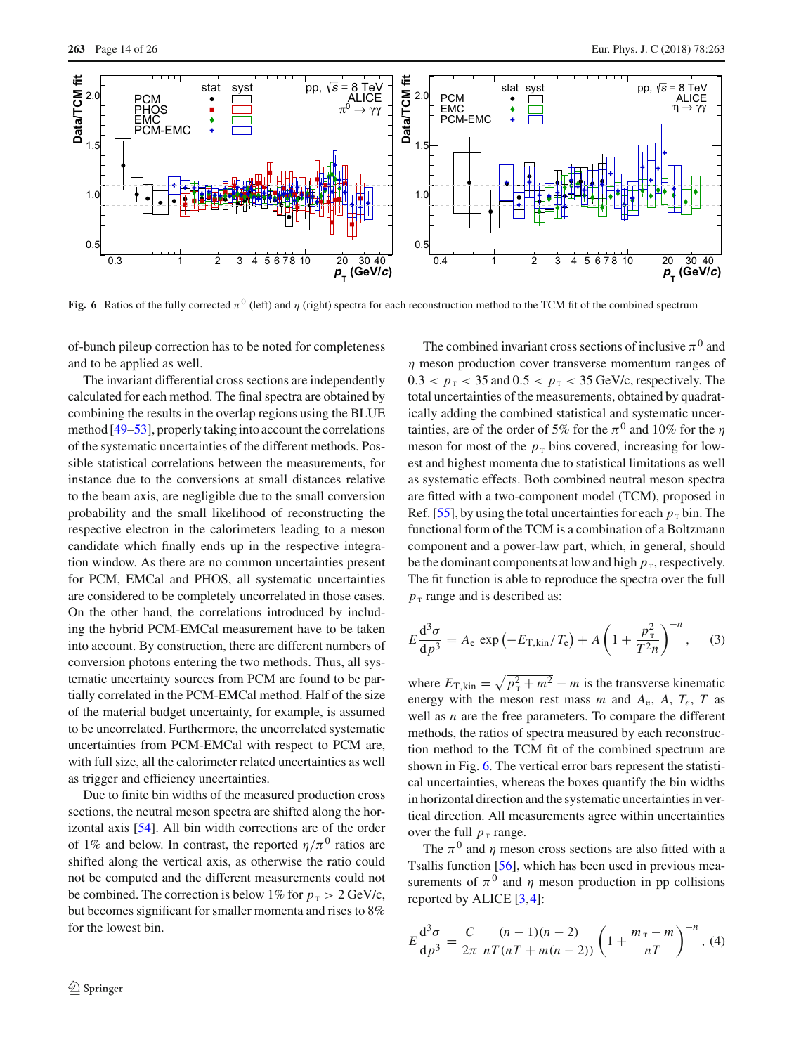**Fig. 6** Ratios of the fully corrected $\pi^0$ (left) and $\eta$ (right) spectra for each reconstruction method to the TCM fit of the combined spectrum

of-bunch pileup correction has to be noted for completeness and to be applied as well.

The invariant differential cross sections are independently calculated for each method. The final spectra are obtained by combining the results in the overlap regions using the BLUE method [49–53], properly taking into account the correlations of the systematic uncertainties of the different methods. Possible statistical correlations between the measurements, for instance due to the conversions at small distances relative to the beam axis, are negligible due to the small conversion probability and the small likelihood of reconstructing the respective electron in the calorimeters leading to a meson candidate which finally ends up in the respective integration window. As there are no common uncertainties present for PCM, EMCal and PHOS, all systematic uncertainties are considered to be completely uncorrelated in those cases. On the other hand, the correlations introduced by including the hybrid PCM-EMCal measurement have to be taken into account. By construction, there are different numbers of conversion photons entering the two methods. Thus, all systematic uncertainty sources from PCM are found to be partially correlated in the PCM-EMCal method. Half of the size of the material budget uncertainty, for example, is assumed to be uncorrelated. Furthermore, the uncorrelated systematic uncertainties from PCM-EMCal with respect to PCM are, with full size, all the calorimeter related uncertainties as well as trigger and efficiency uncertainties.

Due to finite bin widths of the measured production cross sections, the neutral meson spectra are shifted along the horizontal axis [54]. All bin width corrections are of the order of 1% and below. In contrast, the reported $\eta/\pi^0$ ratios are shifted along the vertical axis, as otherwise the ratio could not be computed and the different measurements could not be combined. The correction is below 1% for $p_{\rm T} > 2$ GeV/$c$, but becomes significant for smaller momenta and rises to 8% for the lowest bin.

The combined invariant cross sections of inclusive $\pi^0$ and $\eta$ meson production cover transverse momentum ranges of $0.3 < p_{\rm T} < 35$ and $0.5 < p_{\rm T} < 35$ GeV/c, respectively. The total uncertainties of the measurements, obtained by quadratically adding the combined statistical and systematic uncertainties, are of the order of 5% for the $\pi^0$ and 10% for the $\eta$ meson for most of the $p_{\rm T}$ bins covered, increasing for lowest and highest momenta due to statistical limitations as well as systematic effects. Both combined neutral meson spectra are fitted with a two-component model (TCM), proposed in Ref. [55], by using the total uncertainties for each $p_{\rm T}$ bin. The functional form of the TCM is a combination of a Boltzmann component and a power-law part, which, in general, should be the dominant components at low and high $p_{\rm T}$, respectively. The fit function is able to reproduce the spectra over the full $p_{\rm T}$ range and is described as:

$$E\frac{\mathrm{d}^3\sigma}{\mathrm{d}p^3} = A_{\rm e}\,\exp\left(-E_{\rm T,kin}/T_{\rm e}\right) + A\left(1+\frac{p_{\rm T}^2}{T^2 n}\right)^{-n}, \quad (3)$$

where $E_{\rm T,kin} = \sqrt{p_{\rm T}^2+m^2} - m$ is the transverse kinematic energy with the meson rest mass $m$ and $A_{\rm e}$, $A$, $T_e$, $T$ as well as $n$ are the free parameters. To compare the different methods, the ratios of spectra measured by each reconstruction method to the TCM fit of the combined spectrum are shown in Fig. 6. The vertical error bars represent the statistical uncertainties, whereas the boxes quantify the bin widths in horizontal direction and the systematic uncertainties in vertical direction. All measurements agree within uncertainties over the full $p_{\rm T}$ range.

The $\pi^0$ and $\eta$ meson cross sections are also fitted with a Tsallis function [56], which has been used in previous measurements of $\pi^0$ and $\eta$ meson production in pp collisions reported by ALICE [3,4]:

$$E\frac{\mathrm{d}^3\sigma}{\mathrm{d}p^3} = \frac{C}{2\pi}\,\frac{(n-1)(n-2)}{nT(nT+m(n-2))}\left(1+\frac{m_{\rm T}-m}{nT}\right)^{-n}, \quad (4)$$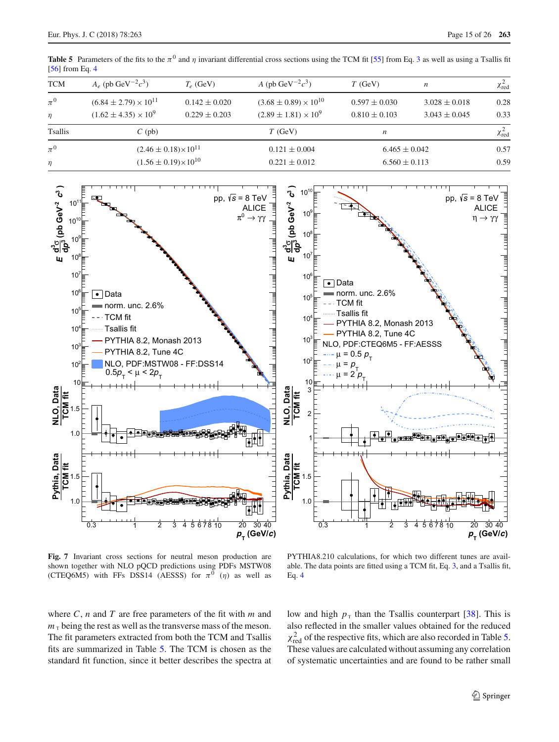**Table 5** Parameters of the fits to the $\pi^0$ and $\eta$ invariant differential cross sections using the TCM fit [55] from Eq. 3 as well as using a Tsallis fit [56] from Eq. 4

| TCM | $A_e$ (pb GeV$^{-2}c^3$) | $T_e$ (GeV) | $A$ (pb GeV$^{-2}c^3$) | $T$ (GeV) | $n$ | $\chi^2_{\text{red}}$ |
|---|---|---|---|---|---|---|
| $\pi^0$ | $(6.84 \pm 2.79) \times 10^{11}$ | $0.142 \pm 0.020$ | $(3.68 \pm 0.89) \times 10^{10}$ | $0.597 \pm 0.030$ | $3.028 \pm 0.018$ | 0.28 |
| $\eta$ | $(1.62 \pm 4.35) \times 10^{9}$ | $0.229 \pm 0.203$ | $(2.89 \pm 1.81) \times 10^{9}$ | $0.810 \pm 0.103$ | $3.043 \pm 0.045$ | 0.33 |

| Tsallis | $C$ (pb) | $T$ (GeV) | $n$ | $\chi^2_{\text{red}}$ |
|---|---|---|---|---|
| $\pi^0$ | $(2.46 \pm 0.18)\times 10^{11}$ | $0.121 \pm 0.004$ | $6.465 \pm 0.042$ | 0.57 |
| $\eta$ | $(1.56 \pm 0.19)\times 10^{10}$ | $0.221 \pm 0.012$ | $6.560 \pm 0.113$ | 0.59 |

**Fig. 7** Invariant cross sections for neutral meson production are shown together with NLO pQCD predictions using PDFs MSTW08 (CTEQ6M5) with FFs DSS14 (AESSS) for $\pi^0$ ($\eta$) as well as PYTHIA8.210 calculations, for which two different tunes are available. The data points are fitted using a TCM fit, Eq. 3, and a Tsallis fit, Eq. 4

where $C$, $n$ and $T$ are free parameters of the fit with $m$ and $m_{\text{T}}$ being the rest as well as the transverse mass of the meson. The fit parameters extracted from both the TCM and Tsallis fits are summarized in Table 5. The TCM is chosen as the standard fit function, since it better describes the spectra at low and high $p_{\text{T}}$ than the Tsallis counterpart [38]. This is also reflected in the smaller values obtained for the reduced $\chi^2_{\text{red}}$ of the respective fits, which are also recorded in Table 5. These values are calculated without assuming any correlation of systematic uncertainties and are found to be rather small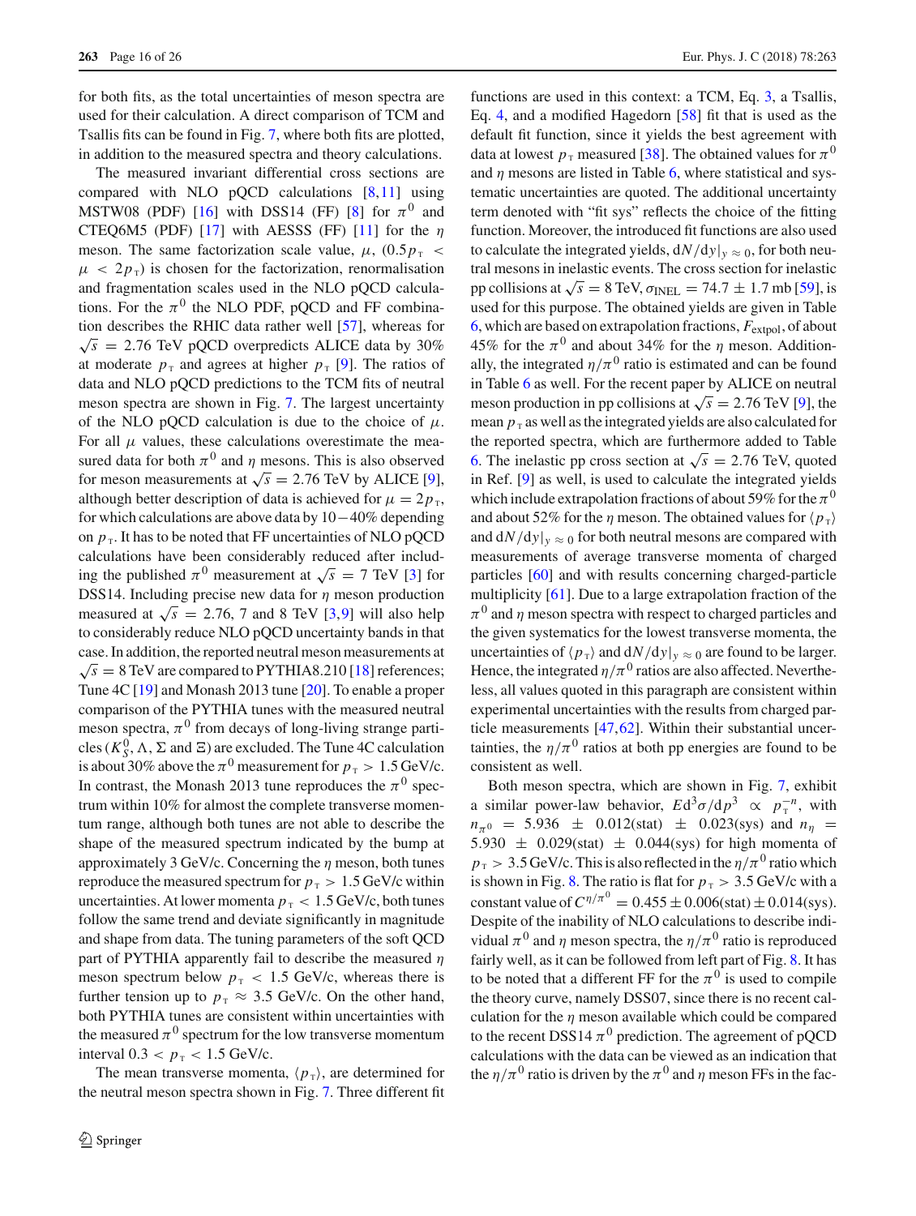for both fits, as the total uncertainties of meson spectra are used for their calculation. A direct comparison of TCM and Tsallis fits can be found in Fig. 7, where both fits are plotted, in addition to the measured spectra and theory calculations.

The measured invariant differential cross sections are compared with NLO pQCD calculations [8,11] using MSTW08 (PDF) [16] with DSS14 (FF) [8] for $\pi^0$ and CTEQ6M5 (PDF) [17] with AESSS (FF) [11] for the $\eta$ meson. The same factorization scale value, $\mu$, $(0.5p_{\mathrm{T}} < \mu < 2p_{\mathrm{T}})$ is chosen for the factorization, renormalisation and fragmentation scales used in the NLO pQCD calculations. For the $\pi^0$ the NLO PDF, pQCD and FF combination describes the RHIC data rather well [57], whereas for $\sqrt{s}$ = 2.76 TeV pQCD overpredicts ALICE data by 30% at moderate $p_{\mathrm{T}}$ and agrees at higher $p_{\mathrm{T}}$ [9]. The ratios of data and NLO pQCD predictions to the TCM fits of neutral meson spectra are shown in Fig. 7. The largest uncertainty of the NLO pQCD calculation is due to the choice of $\mu$. For all $\mu$ values, these calculations overestimate the measured data for both $\pi^0$ and $\eta$ mesons. This is also observed for meson measurements at $\sqrt{s}$ = 2.76 TeV by ALICE [9], although better description of data is achieved for $\mu = 2p_{\mathrm{T}}$, for which calculations are above data by 10−40% depending on $p_{\mathrm{T}}$. It has to be noted that FF uncertainties of NLO pQCD calculations have been considerably reduced after including the published $\pi^0$ measurement at $\sqrt{s}$ = 7 TeV [3] for DSS14. Including precise new data for $\eta$ meson production measured at $\sqrt{s}$ = 2.76, 7 and 8 TeV [3,9] will also help to considerably reduce NLO pQCD uncertainty bands in that case. In addition, the reported neutral meson measurements at $\sqrt{s}$ = 8 TeV are compared to PYTHIA8.210 [18] references; Tune 4C [19] and Monash 2013 tune [20]. To enable a proper comparison of the PYTHIA tunes with the measured neutral meson spectra, $\pi^0$ from decays of long-living strange particles ($K^0_S$, $\Lambda$, $\Sigma$ and $\Xi$) are excluded. The Tune 4C calculation is about 30% above the $\pi^0$ measurement for $p_{\mathrm{T}} > 1.5$ GeV/c. In contrast, the Monash 2013 tune reproduces the $\pi^0$ spectrum within 10% for almost the complete transverse momentum range, although both tunes are not able to describe the shape of the measured spectrum indicated by the bump at approximately 3 GeV/c. Concerning the $\eta$ meson, both tunes reproduce the measured spectrum for $p_{\mathrm{T}} > 1.5$ GeV/c within uncertainties. At lower momenta $p_{\mathrm{T}} < 1.5$ GeV/c, both tunes follow the same trend and deviate significantly in magnitude and shape from data. The tuning parameters of the soft QCD part of PYTHIA apparently fail to describe the measured $\eta$ meson spectrum below $p_{\mathrm{T}} < 1.5$ GeV/c, whereas there is further tension up to $p_{\mathrm{T}} \approx 3.5$ GeV/c. On the other hand, both PYTHIA tunes are consistent within uncertainties with the measured $\pi^0$ spectrum for the low transverse momentum interval $0.3 < p_{\mathrm{T}} < 1.5$ GeV/c.

The mean transverse momenta, $\langle p_{\mathrm{T}} \rangle$, are determined for the neutral meson spectra shown in Fig. 7. Three different fit functions are used in this context: a TCM, Eq. 3, a Tsallis, Eq. 4, and a modified Hagedorn [58] fit that is used as the default fit function, since it yields the best agreement with data at lowest $p_{\mathrm{T}}$ measured [38]. The obtained values for $\pi^0$ and $\eta$ mesons are listed in Table 6, where statistical and systematic uncertainties are quoted. The additional uncertainty term denoted with "fit sys" reflects the choice of the fitting function. Moreover, the introduced fit functions are also used to calculate the integrated yields, $\mathrm{d}N/\mathrm{d}y|_{y\approx 0}$, for both neutral mesons in inelastic events. The cross section for inelastic pp collisions at $\sqrt{s}$ = 8 TeV, $\sigma_{\mathrm{INEL}} = 74.7 \pm 1.7$ mb [59], is used for this purpose. The obtained yields are given in Table 6, which are based on extrapolation fractions, $F_{\mathrm{extpol}}$, of about 45% for the $\pi^0$ and about 34% for the $\eta$ meson. Additionally, the integrated $\eta/\pi^0$ ratio is estimated and can be found in Table 6 as well. For the recent paper by ALICE on neutral meson production in pp collisions at $\sqrt{s}$ = 2.76 TeV [9], the mean $p_{\mathrm{T}}$ as well as the integrated yields are also calculated for the reported spectra, which are furthermore added to Table 6. The inelastic pp cross section at $\sqrt{s}$ = 2.76 TeV, quoted in Ref. [9] as well, is used to calculate the integrated yields which include extrapolation fractions of about 59% for the $\pi^0$ and about 52% for the $\eta$ meson. The obtained values for $\langle p_{\mathrm{T}} \rangle$ and $\mathrm{d}N/\mathrm{d}y|_{y\approx 0}$ for both neutral mesons are compared with measurements of average transverse momenta of charged particles [60] and with results concerning charged-particle multiplicity [61]. Due to a large extrapolation fraction of the $\pi^0$ and $\eta$ meson spectra with respect to charged particles and the given systematics for the lowest transverse momenta, the uncertainties of $\langle p_{\mathrm{T}} \rangle$ and $\mathrm{d}N/\mathrm{d}y|_{y\approx 0}$ are found to be larger. Hence, the integrated $\eta/\pi^0$ ratios are also affected. Nevertheless, all values quoted in this paragraph are consistent within experimental uncertainties with the results from charged particle measurements [47,62]. Within their substantial uncertainties, the $\eta/\pi^0$ ratios at both pp energies are found to be consistent as well.

Both meson spectra, which are shown in Fig. 7, exhibit a similar power-law behavior, $E\mathrm{d}^3\sigma/\mathrm{d}p^3 \propto p_{\mathrm{T}}^{-n}$, with $n_{\pi^0} = 5.936 \pm 0.012(\mathrm{stat}) \pm 0.023(\mathrm{sys})$ and $n_{\eta} = 5.930 \pm 0.029(\mathrm{stat}) \pm 0.044(\mathrm{sys})$ for high momenta of $p_{\mathrm{T}} > 3.5$ GeV/c. This is also reflected in the $\eta/\pi^0$ ratio which is shown in Fig. 8. The ratio is flat for $p_{\mathrm{T}} > 3.5$ GeV/c with a constant value of $C^{\eta/\pi^0} = 0.455 \pm 0.006(\mathrm{stat}) \pm 0.014(\mathrm{sys})$. Despite of the inability of NLO calculations to describe individual $\pi^0$ and $\eta$ meson spectra, the $\eta/\pi^0$ ratio is reproduced fairly well, as it can be followed from left part of Fig. 8. It has to be noted that a different FF for the $\pi^0$ is used to compile the theory curve, namely DSS07, since there is no recent calculation for the $\eta$ meson available which could be compared to the recent DSS14 $\pi^0$ prediction. The agreement of pQCD calculations with the data can be viewed as an indication that the $\eta/\pi^0$ ratio is driven by the $\pi^0$ and $\eta$ meson FFs in the fac-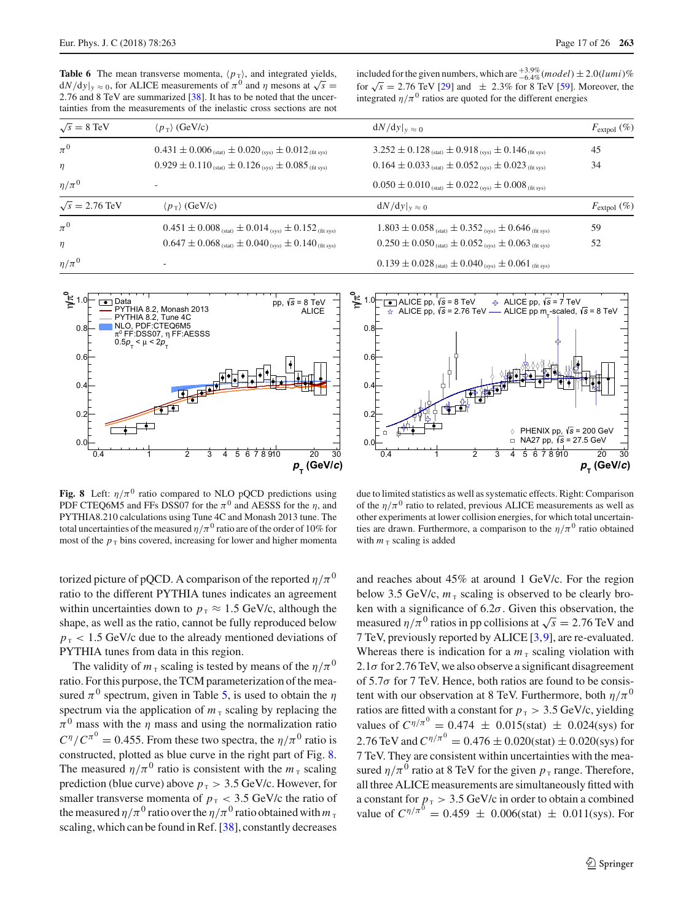**Table 6** The mean transverse momenta, $\langle p_{\mathrm{T}} \rangle$, and integrated yields, $\mathrm{d}N/\mathrm{d}y|_{y\approx 0}$, for ALICE measurements of $\pi^0$ and $\eta$ mesons at $\sqrt{s} = 2.76$ and 8 TeV are summarized [38]. It has to be noted that the uncertainties from the measurements of the inelastic cross sections are not included for the given numbers, which are $^{+3.9\%}_{-6.4\%}(model) \pm 2.0(lumi)\%$ for $\sqrt{s} = 2.76$ TeV [29] and $\pm$ 2.3% for 8 TeV [59]. Moreover, the integrated $\eta/\pi^0$ ratios are quoted for the different energies

| $\sqrt{s} = 8$ TeV | $\langle p_{\mathrm{T}} \rangle$ (GeV/c) | $\mathrm{d}N/\mathrm{d}y|_{y\approx 0}$ | $F_{\mathrm{extpol}}$ (%) |
|---|---|---|---|
| $\pi^0$ | $0.431 \pm 0.006_{\,(\mathrm{stat})} \pm 0.020_{\,(\mathrm{sys})} \pm 0.012_{\,(\mathrm{fit\ sys})}$ | $3.252 \pm 0.128_{\,(\mathrm{stat})} \pm 0.918_{\,(\mathrm{sys})} \pm 0.146_{\,(\mathrm{fit\ sys})}$ | 45 |
| $\eta$ | $0.929 \pm 0.110_{\,(\mathrm{stat})} \pm 0.126_{\,(\mathrm{sys})} \pm 0.085_{\,(\mathrm{fit\ sys})}$ | $0.164 \pm 0.033_{\,(\mathrm{stat})} \pm 0.052_{\,(\mathrm{sys})} \pm 0.023_{\,(\mathrm{fit\ sys})}$ | 34 |
| $\eta/\pi^0$ | - | $0.050 \pm 0.010_{\,(\mathrm{stat})} \pm 0.022_{\,(\mathrm{sys})} \pm 0.008_{\,(\mathrm{fit\ sys})}$ | |
| $\sqrt{s} = 2.76$ TeV | $\langle p_{\mathrm{T}} \rangle$ (GeV/c) | $\mathrm{d}N/\mathrm{d}y|_{y\approx 0}$ | $F_{\mathrm{extpol}}$ (%) |
| $\pi^0$ | $0.451 \pm 0.008_{\,(\mathrm{stat})} \pm 0.014_{\,(\mathrm{sys})} \pm 0.152_{\,(\mathrm{fit\ sys})}$ | $1.803 \pm 0.058_{\,(\mathrm{stat})} \pm 0.352_{\,(\mathrm{sys})} \pm 0.646_{\,(\mathrm{fit\ sys})}$ | 59 |
| $\eta$ | $0.647 \pm 0.068_{\,(\mathrm{stat})} \pm 0.040_{\,(\mathrm{sys})} \pm 0.140_{\,(\mathrm{fit\ sys})}$ | $0.250 \pm 0.050_{\,(\mathrm{stat})} \pm 0.052_{\,(\mathrm{sys})} \pm 0.063_{\,(\mathrm{fit\ sys})}$ | 52 |
| $\eta/\pi^0$ | - | $0.139 \pm 0.028_{\,(\mathrm{stat})} \pm 0.040_{\,(\mathrm{sys})} \pm 0.061_{\,(\mathrm{fit\ sys})}$ | |

**Fig. 8** Left: $\eta/\pi^0$ ratio compared to NLO pQCD predictions using PDF CTEQ6M5 and FFs DSS07 for the $\pi^0$ and AESSS for the $\eta$, and PYTHIA8.210 calculations using Tune 4C and Monash 2013 tune. The total uncertainties of the measured $\eta/\pi^0$ ratio are of the order of 10% for most of the $p_{\mathrm{T}}$ bins covered, increasing for lower and higher momenta due to limited statistics as well as systematic effects. Right: Comparison of the $\eta/\pi^0$ ratio to related, previous ALICE measurements as well as other experiments at lower collision energies, for which total uncertainties are drawn. Furthermore, a comparison to the $\eta/\pi^0$ ratio obtained with $m_{\mathrm{T}}$ scaling is added

torized picture of pQCD. A comparison of the reported $\eta/\pi^0$ ratio to the different PYTHIA tunes indicates an agreement within uncertainties down to $p_{\mathrm{T}} \approx 1.5$ GeV/c, although the shape, as well as the ratio, cannot be fully reproduced below $p_{\mathrm{T}} < 1.5$ GeV/c due to the already mentioned deviations of PYTHIA tunes from data in this region.

The validity of $m_{\mathrm{T}}$ scaling is tested by means of the $\eta/\pi^0$ ratio. For this purpose, the TCM parameterization of the measured $\pi^0$ spectrum, given in Table 5, is used to obtain the $\eta$ spectrum via the application of $m_{\mathrm{T}}$ scaling by replacing the $\pi^0$ mass with the $\eta$ mass and using the normalization ratio $C^{\eta}/C^{\pi^0} = 0.455$. From these two spectra, the $\eta/\pi^0$ ratio is constructed, plotted as blue curve in the right part of Fig. 8. The measured $\eta/\pi^0$ ratio is consistent with the $m_{\mathrm{T}}$ scaling prediction (blue curve) above $p_{\mathrm{T}} > 3.5$ GeV/c. However, for smaller transverse momenta of $p_{\mathrm{T}} < 3.5$ GeV/c the ratio of the measured $\eta/\pi^0$ ratio over the $\eta/\pi^0$ ratio obtained with $m_{\mathrm{T}}$ scaling, which can be found in Ref. [38], constantly decreases and reaches about 45% at around 1 GeV/c. For the region below 3.5 GeV/c, $m_{\mathrm{T}}$ scaling is observed to be clearly broken with a significance of $6.2\sigma$. Given this observation, the measured $\eta/\pi^0$ ratios in pp collisions at $\sqrt{s} = 2.76$ TeV and 7 TeV, previously reported by ALICE [3,9], are re-evaluated. Whereas there is indication for a $m_{\mathrm{T}}$ scaling violation with $2.1\sigma$ for 2.76 TeV, we also observe a significant disagreement of $5.7\sigma$ for 7 TeV. Hence, both ratios are found to be consistent with our observation at 8 TeV. Furthermore, both $\eta/\pi^0$ ratios are fitted with a constant for $p_{\mathrm{T}} > 3.5$ GeV/c, yielding values of $C^{\eta/\pi^0} = 0.474 \pm 0.015(\mathrm{stat}) \pm 0.024(\mathrm{sys})$ for 2.76 TeV and $C^{\eta/\pi^0} = 0.476 \pm 0.020(\mathrm{stat}) \pm 0.020(\mathrm{sys})$ for 7 TeV. They are consistent within uncertainties with the measured $\eta/\pi^0$ ratio at 8 TeV for the given $p_{\mathrm{T}}$ range. Therefore, all three ALICE measurements are simultaneously fitted with a constant for $p_{\mathrm{T}} > 3.5$ GeV/c in order to obtain a combined value of $C^{\eta/\pi^0} = 0.459 \pm 0.006(\mathrm{stat}) \pm 0.011(\mathrm{sys})$. For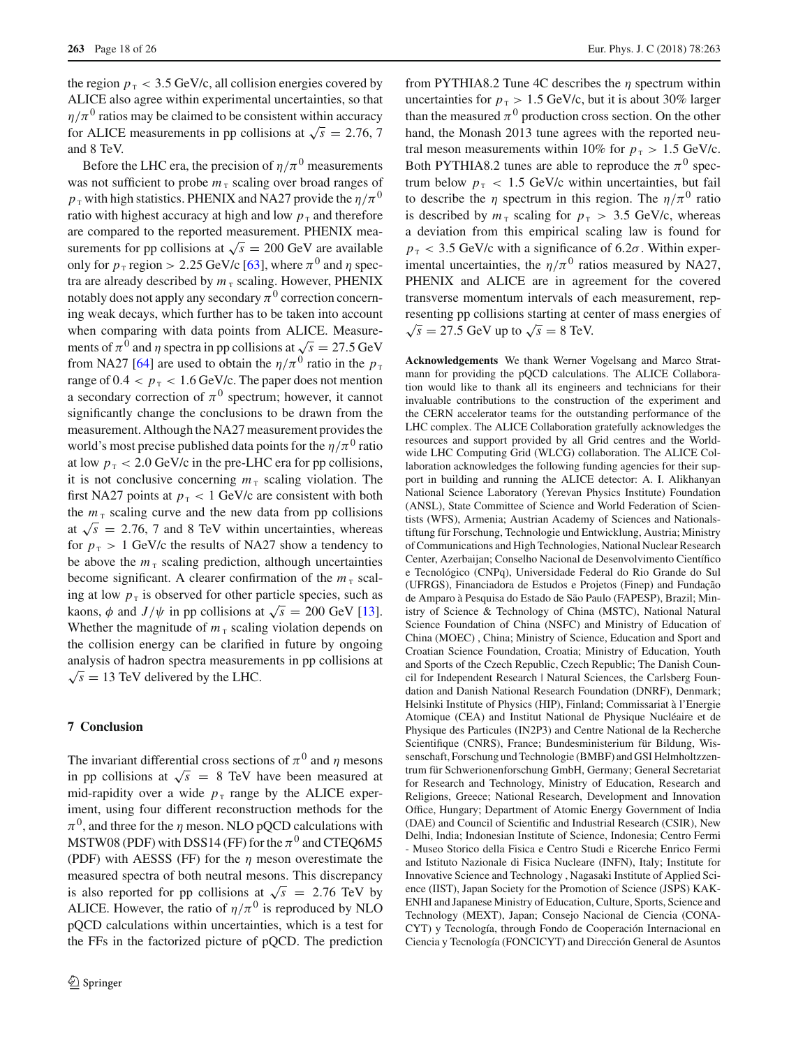the region $p_{\mathrm{T}} < 3.5$ GeV/c, all collision energies covered by ALICE also agree within experimental uncertainties, so that $\eta/\pi^0$ ratios may be claimed to be consistent within accuracy for ALICE measurements in pp collisions at $\sqrt{s} = 2.76$, 7 and 8 TeV.

Before the LHC era, the precision of $\eta/\pi^0$ measurements was not sufficient to probe $m_{\mathrm{T}}$ scaling over broad ranges of $p_{\mathrm{T}}$ with high statistics. PHENIX and NA27 provide the $\eta/\pi^0$ ratio with highest accuracy at high and low $p_{\mathrm{T}}$ and therefore are compared to the reported measurement. PHENIX measurements for pp collisions at $\sqrt{s} = 200$ GeV are available only for $p_{\mathrm{T}}$ region $> 2.25$ GeV/c [63], where $\pi^0$ and $\eta$ spectra are already described by $m_{\mathrm{T}}$ scaling. However, PHENIX notably does not apply any secondary $\pi^0$ correction concerning weak decays, which further has to be taken into account when comparing with data points from ALICE. Measurements of $\pi^0$ and $\eta$ spectra in pp collisions at $\sqrt{s} = 27.5$ GeV from NA27 [64] are used to obtain the $\eta/\pi^0$ ratio in the $p_{\mathrm{T}}$ range of $0.4 < p_{\mathrm{T}} < 1.6$ GeV/c. The paper does not mention a secondary correction of $\pi^0$ spectrum; however, it cannot significantly change the conclusions to be drawn from the measurement. Although the NA27 measurement provides the world's most precise published data points for the $\eta/\pi^0$ ratio at low $p_{\mathrm{T}} < 2.0$ GeV/c in the pre-LHC era for pp collisions, it is not conclusive concerning $m_{\mathrm{T}}$ scaling violation. The first NA27 points at $p_{\mathrm{T}} < 1$ GeV/c are consistent with both the $m_{\mathrm{T}}$ scaling curve and the new data from pp collisions at $\sqrt{s} = 2.76$, 7 and 8 TeV within uncertainties, whereas for $p_{\mathrm{T}} > 1$ GeV/c the results of NA27 show a tendency to be above the $m_{\mathrm{T}}$ scaling prediction, although uncertainties become significant. A clearer confirmation of the $m_{\mathrm{T}}$ scaling at low $p_{\mathrm{T}}$ is observed for other particle species, such as kaons, $\phi$ and $J/\psi$ in pp collisions at $\sqrt{s} = 200$ GeV [13]. Whether the magnitude of $m_{\mathrm{T}}$ scaling violation depends on the collision energy can be clarified in future by ongoing analysis of hadron spectra measurements in pp collisions at $\sqrt{s} = 13$ TeV delivered by the LHC.

## 7 Conclusion

The invariant differential cross sections of $\pi^0$ and $\eta$ mesons in pp collisions at $\sqrt{s} = 8$ TeV have been measured at mid-rapidity over a wide $p_{\mathrm{T}}$ range by the ALICE experiment, using four different reconstruction methods for the $\pi^0$, and three for the $\eta$ meson. NLO pQCD calculations with MSTW08 (PDF) with DSS14 (FF) for the $\pi^0$ and CTEQ6M5 (PDF) with AESSS (FF) for the $\eta$ meson overestimate the measured spectra of both neutral mesons. This discrepancy is also reported for pp collisions at $\sqrt{s} = 2.76$ TeV by ALICE. However, the ratio of $\eta/\pi^0$ is reproduced by NLO pQCD calculations within uncertainties, which is a test for the FFs in the factorized picture of pQCD. The prediction from PYTHIA8.2 Tune 4C describes the $\eta$ spectrum within uncertainties for $p_{\mathrm{T}} > 1.5$ GeV/c, but it is about 30% larger than the measured $\pi^0$ production cross section. On the other hand, the Monash 2013 tune agrees with the reported neutral meson measurements within 10% for $p_{\mathrm{T}} > 1.5$ GeV/c. Both PYTHIA8.2 tunes are able to reproduce the $\pi^0$ spectrum below $p_{\mathrm{T}} < 1.5$ GeV/c within uncertainties, but fail to describe the $\eta$ spectrum in this region. The $\eta/\pi^0$ ratio is described by $m_{\mathrm{T}}$ scaling for $p_{\mathrm{T}} > 3.5$ GeV/c, whereas a deviation from this empirical scaling law is found for $p_{\mathrm{T}} < 3.5$ GeV/c with a significance of $6.2\sigma$. Within experimental uncertainties, the $\eta/\pi^0$ ratios measured by NA27, PHENIX and ALICE are in agreement for the covered transverse momentum intervals of each measurement, representing pp collisions starting at center of mass energies of $\sqrt{s} = 27.5$ GeV up to $\sqrt{s} = 8$ TeV.

**Acknowledgements** We thank Werner Vogelsang and Marco Stratmann for providing the pQCD calculations. The ALICE Collaboration would like to thank all its engineers and technicians for their invaluable contributions to the construction of the experiment and the CERN accelerator teams for the outstanding performance of the LHC complex. The ALICE Collaboration gratefully acknowledges the resources and support provided by all Grid centres and the Worldwide LHC Computing Grid (WLCG) collaboration. The ALICE Collaboration acknowledges the following funding agencies for their support in building and running the ALICE detector: A. I. Alikhanyan National Science Laboratory (Yerevan Physics Institute) Foundation (ANSL), State Committee of Science and World Federation of Scientists (WFS), Armenia; Austrian Academy of Sciences and Nationalstiftung für Forschung, Technologie und Entwicklung, Austria; Ministry of Communications and High Technologies, National Nuclear Research Center, Azerbaijan; Conselho Nacional de Desenvolvimento Científico e Tecnológico (CNPq), Universidade Federal do Rio Grande do Sul (UFRGS), Financiadora de Estudos e Projetos (Finep) and Fundação de Amparo à Pesquisa do Estado de São Paulo (FAPESP), Brazil; Ministry of Science & Technology of China (MSTC), National Natural Science Foundation of China (NSFC) and Ministry of Education of China (MOEC) , China; Ministry of Science, Education and Sport and Croatian Science Foundation, Croatia; Ministry of Education, Youth and Sports of the Czech Republic, Czech Republic; The Danish Council for Independent Research | Natural Sciences, the Carlsberg Foundation and Danish National Research Foundation (DNRF), Denmark; Helsinki Institute of Physics (HIP), Finland; Commissariat à l'Energie Atomique (CEA) and Institut National de Physique Nucléaire et de Physique des Particules (IN2P3) and Centre National de la Recherche Scientifique (CNRS), France; Bundesministerium für Bildung, Wissenschaft, Forschung und Technologie (BMBF) and GSI Helmholtzzentrum für Schwerionenforschung GmbH, Germany; General Secretariat for Research and Technology, Ministry of Education, Research and Religions, Greece; National Research, Development and Innovation Office, Hungary; Department of Atomic Energy Government of India (DAE) and Council of Scientific and Industrial Research (CSIR), New Delhi, India; Indonesian Institute of Science, Indonesia; Centro Fermi - Museo Storico della Fisica e Centro Studi e Ricerche Enrico Fermi and Istituto Nazionale di Fisica Nucleare (INFN), Italy; Institute for Innovative Science and Technology , Nagasaki Institute of Applied Science (IIST), Japan Society for the Promotion of Science (JSPS) KAKENHI and Japanese Ministry of Education, Culture, Sports, Science and Technology (MEXT), Japan; Consejo Nacional de Ciencia (CONACYT) y Tecnología, through Fondo de Cooperación Internacional en Ciencia y Tecnología (FONCICYT) and Dirección General de Asuntos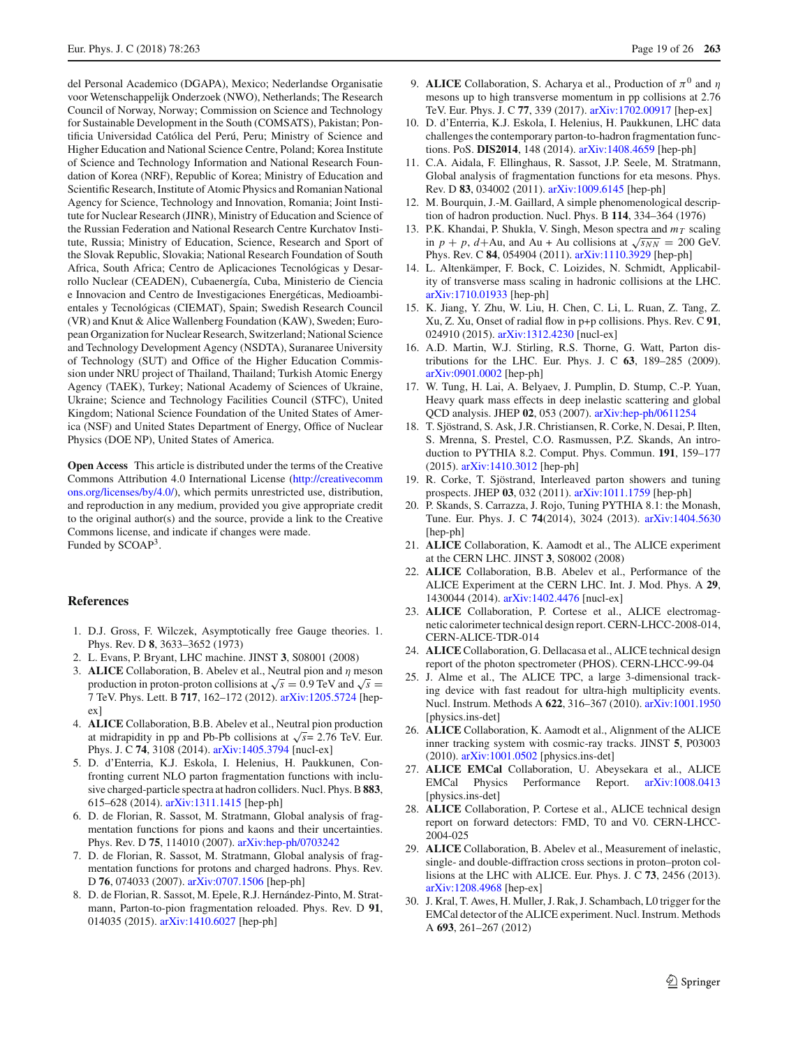del Personal Academico (DGAPA), Mexico; Nederlandse Organisatie voor Wetenschappelijk Onderzoek (NWO), Netherlands; The Research Council of Norway, Norway; Commission on Science and Technology for Sustainable Development in the South (COMSATS), Pakistan; Pontificia Universidad Católica del Perú, Peru; Ministry of Science and Higher Education and National Science Centre, Poland; Korea Institute of Science and Technology Information and National Research Foundation of Korea (NRF), Republic of Korea; Ministry of Education and Scientific Research, Institute of Atomic Physics and Romanian National Agency for Science, Technology and Innovation, Romania; Joint Institute for Nuclear Research (JINR), Ministry of Education and Science of the Russian Federation and National Research Centre Kurchatov Institute, Russia; Ministry of Education, Science, Research and Sport of the Slovak Republic, Slovakia; National Research Foundation of South Africa, South Africa; Centro de Aplicaciones Tecnológicas y Desarrollo Nuclear (CEADEN), Cubaenergía, Cuba, Ministerio de Ciencia e Innovacion and Centro de Investigaciones Energéticas, Medioambientales y Tecnológicas (CIEMAT), Spain; Swedish Research Council (VR) and Knut & Alice Wallenberg Foundation (KAW), Sweden; European Organization for Nuclear Research, Switzerland; National Science and Technology Development Agency (NSDTA), Suranaree University of Technology (SUT) and Office of the Higher Education Commission under NRU project of Thailand, Thailand; Turkish Atomic Energy Agency (TAEK), Turkey; National Academy of Sciences of Ukraine, Ukraine; Science and Technology Facilities Council (STFC), United Kingdom; National Science Foundation of the United States of America (NSF) and United States Department of Energy, Office of Nuclear Physics (DOE NP), United States of America.

**Open Access** This article is distributed under the terms of the Creative Commons Attribution 4.0 International License (http://creativecommons.org/licenses/by/4.0/), which permits unrestricted use, distribution, and reproduction in any medium, provided you give appropriate credit to the original author(s) and the source, provide a link to the Creative Commons license, and indicate if changes were made.
Funded by SCOAP[3].

## References

1. D.J. Gross, F. Wilczek, Asymptotically free Gauge theories. 1. Phys. Rev. D **8**, 3633–3652 (1973)
2. L. Evans, P. Bryant, LHC machine. JINST **3**, S08001 (2008)
3. **ALICE** Collaboration, B. Abelev et al., Neutral pion and $\eta$ meson production in proton-proton collisions at $\sqrt{s} = 0.9$ TeV and $\sqrt{s} = 7$ TeV. Phys. Lett. B **717**, 162–172 (2012). arXiv:1205.5724 [hep-ex]
4. **ALICE** Collaboration, B.B. Abelev et al., Neutral pion production at midrapidity in pp and Pb-Pb collisions at $\sqrt{s} = 2.76$ TeV. Eur. Phys. J. C **74**, 3108 (2014). arXiv:1405.3794 [nucl-ex]
5. D. d'Enterria, K.J. Eskola, I. Helenius, H. Paukkunen, Confronting current NLO parton fragmentation functions with inclusive charged-particle spectra at hadron colliders. Nucl. Phys. B **883**, 615–628 (2014). arXiv:1311.1415 [hep-ph]
6. D. de Florian, R. Sassot, M. Stratmann, Global analysis of fragmentation functions for pions and kaons and their uncertainties. Phys. Rev. D **75**, 114010 (2007). arXiv:hep-ph/0703242
7. D. de Florian, R. Sassot, M. Stratmann, Global analysis of fragmentation functions for protons and charged hadrons. Phys. Rev. D **76**, 074033 (2007). arXiv:0707.1506 [hep-ph]
8. D. de Florian, R. Sassot, M. Epele, R.J. Hernández-Pinto, M. Stratmann, Parton-to-pion fragmentation reloaded. Phys. Rev. D **91**, 014035 (2015). arXiv:1410.6027 [hep-ph]
9. **ALICE** Collaboration, S. Acharya et al., Production of $\pi^0$ and $\eta$ mesons up to high transverse momentum in pp collisions at 2.76 TeV. Eur. Phys. J. C **77**, 339 (2017). arXiv:1702.00917 [hep-ex]
10. D. d'Enterria, K.J. Eskola, I. Helenius, H. Paukkunen, LHC data challenges the contemporary parton-to-hadron fragmentation functions. PoS. **DIS2014**, 148 (2014). arXiv:1408.4659 [hep-ph]
11. C.A. Aidala, F. Ellinghaus, R. Sassot, J.P. Seele, M. Stratmann, Global analysis of fragmentation functions for eta mesons. Phys. Rev. D **83**, 034002 (2011). arXiv:1009.6145 [hep-ph]
12. M. Bourquin, J.-M. Gaillard, A simple phenomenological description of hadron production. Nucl. Phys. B **114**, 334–364 (1976)
13. P.K. Khandai, P. Shukla, V. Singh, Meson spectra and $m_T$ scaling in $p + p$, $d$+Au, and Au + Au collisions at $\sqrt{s_{NN}} = 200$ GeV. Phys. Rev. C **84**, 054904 (2011). arXiv:1110.3929 [hep-ph]
14. L. Altenkämper, F. Bock, C. Loizides, N. Schmidt, Applicability of transverse mass scaling in hadronic collisions at the LHC. arXiv:1710.01933 [hep-ph]
15. K. Jiang, Y. Zhu, W. Liu, H. Chen, C. Li, L. Ruan, Z. Tang, Z. Xu, Z. Xu, Onset of radial flow in p+p collisions. Phys. Rev. C **91**, 024910 (2015). arXiv:1312.4230 [nucl-ex]
16. A.D. Martin, W.J. Stirling, R.S. Thorne, G. Watt, Parton distributions for the LHC. Eur. Phys. J. C **63**, 189–285 (2009). arXiv:0901.0002 [hep-ph]
17. W. Tung, H. Lai, A. Belyaev, J. Pumplin, D. Stump, C.-P. Yuan, Heavy quark mass effects in deep inelastic scattering and global QCD analysis. JHEP **02**, 053 (2007). arXiv:hep-ph/0611254
18. T. Sjöstrand, S. Ask, J.R. Christiansen, R. Corke, N. Desai, P. Ilten, S. Mrenna, S. Prestel, C.O. Rasmussen, P.Z. Skands, An introduction to PYTHIA 8.2. Comput. Phys. Commun. **191**, 159–177 (2015). arXiv:1410.3012 [hep-ph]
19. R. Corke, T. Sjöstrand, Interleaved parton showers and tuning prospects. JHEP **03**, 032 (2011). arXiv:1011.1759 [hep-ph]
20. P. Skands, S. Carrazza, J. Rojo, Tuning PYTHIA 8.1: the Monash, Tune. Eur. Phys. J. C **74**(2014), 3024 (2013). arXiv:1404.5630 [hep-ph]
21. **ALICE** Collaboration, K. Aamodt et al., The ALICE experiment at the CERN LHC. JINST **3**, S08002 (2008)
22. **ALICE** Collaboration, B.B. Abelev et al., Performance of the ALICE Experiment at the CERN LHC. Int. J. Mod. Phys. A **29**, 1430044 (2014). arXiv:1402.4476 [nucl-ex]
23. **ALICE** Collaboration, P. Cortese et al., ALICE electromagnetic calorimeter technical design report. CERN-LHCC-2008-014, CERN-ALICE-TDR-014
24. **ALICE** Collaboration, G. Dellacasa et al., ALICE technical design report of the photon spectrometer (PHOS). CERN-LHCC-99-04
25. J. Alme et al., The ALICE TPC, a large 3-dimensional tracking device with fast readout for ultra-high multiplicity events. Nucl. Instrum. Methods A **622**, 316–367 (2010). arXiv:1001.1950 [physics.ins-det]
26. **ALICE** Collaboration, K. Aamodt et al., Alignment of the ALICE inner tracking system with cosmic-ray tracks. JINST **5**, P03003 (2010). arXiv:1001.0502 [physics.ins-det]
27. **ALICE EMCal** Collaboration, U. Abeysekara et al., ALICE EMCal Physics Performance Report. arXiv:1008.0413 [physics.ins-det]
28. **ALICE** Collaboration, P. Cortese et al., ALICE technical design report on forward detectors: FMD, T0 and V0. CERN-LHCC-2004-025
29. **ALICE** Collaboration, B. Abelev et al., Measurement of inelastic, single- and double-diffraction cross sections in proton–proton collisions at the LHC with ALICE. Eur. Phys. J. C **73**, 2456 (2013). arXiv:1208.4968 [hep-ex]
30. J. Kral, T. Awes, H. Muller, J. Rak, J. Schambach, L0 trigger for the EMCal detector of the ALICE experiment. Nucl. Instrum. Methods A **693**, 261–267 (2012)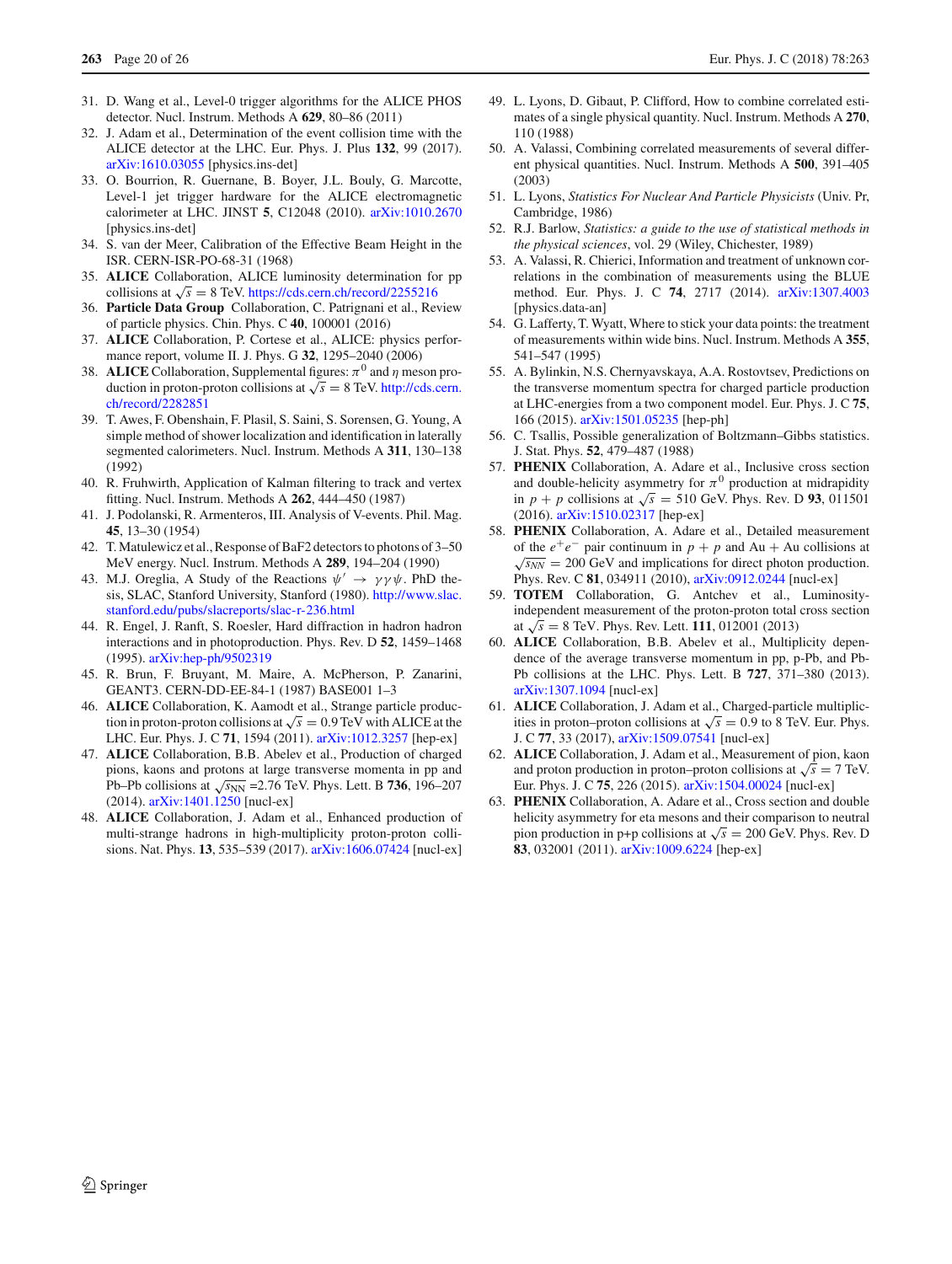31. D. Wang et al., Level-0 trigger algorithms for the ALICE PHOS detector. Nucl. Instrum. Methods A **629**, 80–86 (2011)
32. J. Adam et al., Determination of the event collision time with the ALICE detector at the LHC. Eur. Phys. J. Plus **132**, 99 (2017). arXiv:1610.03055 [physics.ins-det]
33. O. Bourrion, R. Guernane, B. Boyer, J.L. Bouly, G. Marcotte, Level-1 jet trigger hardware for the ALICE electromagnetic calorimeter at LHC. JINST **5**, C12048 (2010). arXiv:1010.2670 [physics.ins-det]
34. S. van der Meer, Calibration of the Effective Beam Height in the ISR. CERN-ISR-PO-68-31 (1968)
35. **ALICE** Collaboration, ALICE luminosity determination for pp collisions at $\sqrt{s} = 8$ TeV. https://cds.cern.ch/record/2255216
36. **Particle Data Group** Collaboration, C. Patrignani et al., Review of particle physics. Chin. Phys. C **40**, 100001 (2016)
37. **ALICE** Collaboration, P. Cortese et al., ALICE: physics performance report, volume II. J. Phys. G **32**, 1295–2040 (2006)
38. **ALICE** Collaboration, Supplemental figures: $\pi^0$ and $\eta$ meson production in proton-proton collisions at $\sqrt{s} = 8$ TeV. http://cds.cern.ch/record/2282851
39. T. Awes, F. Obenshain, F. Plasil, S. Saini, S. Sorensen, G. Young, A simple method of shower localization and identification in laterally segmented calorimeters. Nucl. Instrum. Methods A **311**, 130–138 (1992)
40. R. Fruhwirth, Application of Kalman filtering to track and vertex fitting. Nucl. Instrum. Methods A **262**, 444–450 (1987)
41. J. Podolanski, R. Armenteros, III. Analysis of V-events. Phil. Mag. **45**, 13–30 (1954)
42. T. Matulewicz et al., Response of BaF2 detectors to photons of 3–50 MeV energy. Nucl. Instrum. Methods A **289**, 194–204 (1990)
43. M.J. Oreglia, A Study of the Reactions $\psi' \to \gamma\gamma\psi$. PhD thesis, SLAC, Stanford University, Stanford (1980). http://www.slac.stanford.edu/pubs/slacreports/slac-r-236.html
44. R. Engel, J. Ranft, S. Roesler, Hard diffraction in hadron hadron interactions and in photoproduction. Phys. Rev. D **52**, 1459–1468 (1995). arXiv:hep-ph/9502319
45. R. Brun, F. Bruyant, M. Maire, A. McPherson, P. Zanarini, GEANT3. CERN-DD-EE-84-1 (1987) BASE001 1–3
46. **ALICE** Collaboration, K. Aamodt et al., Strange particle production in proton-proton collisions at $\sqrt{s} = 0.9$ TeV with ALICE at the LHC. Eur. Phys. J. C **71**, 1594 (2011). arXiv:1012.3257 [hep-ex]
47. **ALICE** Collaboration, B.B. Abelev et al., Production of charged pions, kaons and protons at large transverse momenta in pp and Pb–Pb collisions at $\sqrt{s_{\rm NN}}$ =2.76 TeV. Phys. Lett. B **736**, 196–207 (2014). arXiv:1401.1250 [nucl-ex]
48. **ALICE** Collaboration, J. Adam et al., Enhanced production of multi-strange hadrons in high-multiplicity proton-proton collisions. Nat. Phys. **13**, 535–539 (2017). arXiv:1606.07424 [nucl-ex]
49. L. Lyons, D. Gibaut, P. Clifford, How to combine correlated estimates of a single physical quantity. Nucl. Instrum. Methods A **270**, 110 (1988)
50. A. Valassi, Combining correlated measurements of several different physical quantities. Nucl. Instrum. Methods A **500**, 391–405 (2003)
51. L. Lyons, *Statistics For Nuclear And Particle Physicists* (Univ. Pr, Cambridge, 1986)
52. R.J. Barlow, *Statistics: a guide to the use of statistical methods in the physical sciences*, vol. 29 (Wiley, Chichester, 1989)
53. A. Valassi, R. Chierici, Information and treatment of unknown correlations in the combination of measurements using the BLUE method. Eur. Phys. J. C **74**, 2717 (2014). arXiv:1307.4003 [physics.data-an]
54. G. Lafferty, T. Wyatt, Where to stick your data points: the treatment of measurements within wide bins. Nucl. Instrum. Methods A **355**, 541–547 (1995)
55. A. Bylinkin, N.S. Chernyavskaya, A.A. Rostovtsev, Predictions on the transverse momentum spectra for charged particle production at LHC-energies from a two component model. Eur. Phys. J. C **75**, 166 (2015). arXiv:1501.05235 [hep-ph]
56. C. Tsallis, Possible generalization of Boltzmann–Gibbs statistics. J. Stat. Phys. **52**, 479–487 (1988)
57. **PHENIX** Collaboration, A. Adare et al., Inclusive cross section and double-helicity asymmetry for $\pi^0$ production at midrapidity in $p + p$ collisions at $\sqrt{s} = 510$ GeV. Phys. Rev. D **93**, 011501 (2016). arXiv:1510.02317 [hep-ex]
58. **PHENIX** Collaboration, A. Adare et al., Detailed measurement of the $e^+e^-$ pair continuum in $p + p$ and Au + Au collisions at $\sqrt{s_{NN}} = 200$ GeV and implications for direct photon production. Phys. Rev. C **81**, 034911 (2010), arXiv:0912.0244 [nucl-ex]
59. **TOTEM** Collaboration, G. Antchev et al., Luminosity-independent measurement of the proton-proton total cross section at $\sqrt{s} = 8$ TeV. Phys. Rev. Lett. **111**, 012001 (2013)
60. **ALICE** Collaboration, B.B. Abelev et al., Multiplicity dependence of the average transverse momentum in pp, p-Pb, and Pb-Pb collisions at the LHC. Phys. Lett. B **727**, 371–380 (2013). arXiv:1307.1094 [nucl-ex]
61. **ALICE** Collaboration, J. Adam et al., Charged-particle multiplicities in proton–proton collisions at $\sqrt{s} = 0.9$ to 8 TeV. Eur. Phys. J. C **77**, 33 (2017), arXiv:1509.07541 [nucl-ex]
62. **ALICE** Collaboration, J. Adam et al., Measurement of pion, kaon and proton production in proton–proton collisions at $\sqrt{s} = 7$ TeV. Eur. Phys. J. C **75**, 226 (2015). arXiv:1504.00024 [nucl-ex]
63. **PHENIX** Collaboration, A. Adare et al., Cross section and double helicity asymmetry for eta mesons and their comparison to neutral pion production in p+p collisions at $\sqrt{s} = 200$ GeV. Phys. Rev. D **83**, 032001 (2011). arXiv:1009.6224 [hep-ex]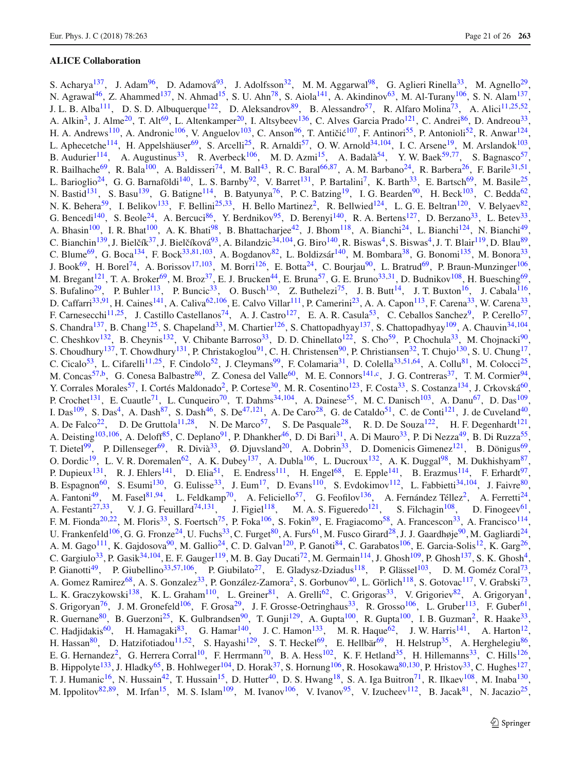## ALICE Collaboration

S. Acharya[137], J. Adam[96], D. Adamová[93], J. Adolfsson[32], M. M. Aggarwal[98], G. Aglieri Rinella[33], M. Agnello[29], N. Agrawal[46], Z. Ahammed[137], N. Ahmad[15], S. U. Ahn[78], S. Aiola[141], A. Akindinov[63], M. Al-Turany[106], S. N. Alam[137], J. L. B. Alba[111], D. S. D. Albuquerque[122], D. Aleksandrov[89], B. Alessandro[57], R. Alfaro Molina[73], A. Alici[11,25,52], A. Alkin[3], J. Alme[20], T. Alt[69], L. Altenkamper[20], I. Altsybeev[136], C. Alves Garcia Prado[121], C. Andrei[86], D. Andreou[33], H. A. Andrews[110], A. Andronic[106], V. Anguelov[103], C. Anson[96], T. Antičić[107], F. Antinori[55], P. Antonioli[52], R. Anwar[124], L. Aphecetche[114], H. Appelshäuser[69], S. Arcelli[25], R. Arnaldi[57], O. W. Arnold[34,104], I. C. Arsene[19], M. Arslandok[103], B. Audurier[114], A. Augustinus[33], R. Averbeck[106], M. D. Azmi[15], A. Badalà[54], Y. W. Baek[59,77], S. Bagnasco[57], R. Bailhache[69], R. Bala[100], A. Baldisseri[74], M. Ball[43], R. C. Baral[66,87], A. M. Barbano[24], R. Barbera[26], F. Barile[31,51], L. Barioglio[24], G. G. Barnaföldi[140], L. S. Barnby[92], V. Barret[131], P. Bartalini[7], K. Barth[33], E. Bartsch[69], M. Basile[25], N. Bastid[131], S. Basu[139], G. Batigne[114], B. Batyunya[76], P. C. Batzing[19], I. G. Bearden[90], H. Beck[103], C. Bedda[62], N. K. Behera[59], I. Belikov[133], F. Bellini[25,33], H. Bello Martinez[2], R. Bellwied[124], L. G. E. Beltran[120], V. Belyaev[82], G. Bencedi[140], S. Beole[24], A. Bercuci[86], Y. Berdnikov[95], D. Berenyi[140], R. A. Bertens[127], D. Berzano[33], L. Betev[33], A. Bhasin[100], I. R. Bhat[100], A. K. Bhati[98], B. Bhattacharjee[42], J. Bhom[118], A. Bianchi[24], L. Bianchi[124], N. Bianchi[49], C. Bianchin[139], J. Bielčík[37], J. Bielčíková[93], A. Bilandzic[34,104], G. Biro[140], R. Biswas[4], S. Biswas[4], J. T. Blair[119], D. Blau[89], C. Blume[69], G. Boca[134], F. Bock[33,81,103], A. Bogdanov[82], L. Boldizsár[140], M. Bombara[38], G. Bonomi[135], M. Bonora[33], J. Book[69], H. Borel[74], A. Borissov[17,103], M. Borri[126], E. Botta[24], C. Bourjau[90], L. Bratrud[69], P. Braun-Munzinger[106], M. Bregant[121], T. A. Broker[69], M. Broz[37], E. J. Brucken[44], E. Bruna[57], G. E. Bruno[33,31], D. Budnikov[108], H. Buesching[69], S. Bufalino[29], P. Buhler[113], P. Buncic[33], O. Busch[130], Z. Buthelezi[75], J. B. Butt[14], J. T. Buxton[16], J. Cabala[116], D. Caffarri[33,91], H. Caines[141], A. Caliva[62,106], E. Calvo Villar[111], P. Camerini[23], A. A. Capon[113], F. Carena[33], W. Carena[33], F. Carnesecchi[11,25], J. Castillo Castellanos[74], A. J. Castro[127], E. A. R. Casula[53], C. Ceballos Sanchez[9], P. Cerello[57], S. Chandra[137], B. Chang[125], S. Chapeland[33], M. Chartier[126], S. Chattopadhyay[137], S. Chattopadhyay[109], A. Chauvin[34,104], C. Cheshkov[132], B. Cheynis[132], V. Chibante Barroso[33], D. D. Chinellato[122], S. Cho[59], P. Chochula[33], M. Chojnacki[90], S. Choudhury[137], T. Chowdhury[131], P. Christakoglou[91], C. H. Christensen[90], P. Christiansen[32], T. Chujo[130], S. U. Chung[17], C. Cicalo[53], L. Cifarelli[11,25], F. Cindolo[52], J. Cleymans[99], F. Colamaria[31], D. Colella[33,51,64], A. Collu[81], M. Colocci[25], M. Concas[57,b], G. Conesa Balbastre[80], Z. Conesa del Valle[60], M. E. Connors[141,c], J. G. Contreras[37], T. M. Cormier[94], Y. Corrales Morales[57], I. Cortés Maldonado[2], P. Cortese[30], M. R. Cosentino[123], F. Costa[33], S. Costanza[134], J. Crkovská[60], P. Crochet[131], E. Cuautle[71], L. Cunqueiro[70], T. Dahms[34,104], A. Dainese[55], M. C. Danisch[103], A. Danu[67], D. Das[109], I. Das[109], S. Das[4], A. Dash[87], S. Dash[46], S. De[47,121], A. De Caro[28], G. de Cataldo[51], C. de Conti[121], J. de Cuveland[40], A. De Falco[22], D. De Gruttola[11,28], N. De Marco[57], S. De Pasquale[28], R. D. De Souza[122], H. F. Degenhardt[121], A. Deisting[103,106], A. Deloff[85], C. Deplano[91], P. Dhankher[46], D. Di Bari[31], A. Di Mauro[33], P. Di Nezza[49], B. Di Ruzza[55], T. Dietel[99], P. Dillenseger[69], R. Divià[33], Ø. Djuvsland[20], A. Dobrin[33], D. Domenicis Gimenez[121], B. Dönigus[69], O. Dordic[19], L. V. R. Doremalen[62], A. K. Dubey[137], A. Dubla[106], L. Ducroux[132], A. K. Duggal[98], M. Dukhishyam[87], P. Dupieux[131], R. J. Ehlers[141], D. Elia[51], E. Endress[111], H. Engel[68], E. Epple[141], B. Erazmus[114], F. Erhardt[97], B. Espagnon[60], S. Esumi[130], G. Eulisse[33], J. Eum[17], D. Evans[110], S. Evdokimov[112], L. Fabbietti[34,104], J. Faivre[80], A. Fantoni[49], M. Fasel[81,94], L. Feldkamp[70], A. Feliciello[57], G. Feofilov[136], A. Fernández Téllez[2], A. Ferretti[24], A. Festanti[27,33], V. J. G. Feuillard[74,131], J. Figiel[118], M. A. S. Figueredo[121], S. Filchagin[108], D. Finogeev[61], F. M. Fionda[20,22], M. Floris[33], S. Foertsch[75], P. Foka[106], S. Fokin[89], E. Fragiacomo[58], A. Francescon[33], A. Francisco[114], U. Frankenfeld[106], G. G. Fronze[24], U. Fuchs[33], C. Furget[80], A. Furs[61], M. Fusco Girard[28], J. J. Gaardhøje[90], M. Gagliardi[24], A. M. Gago[111], K. Gajdosova[90], M. Gallio[24], C. D. Galvan[120], P. Ganoti[84], C. Garabatos[106], E. Garcia-Solis[12], K. Garg[26], C. Gargiulo[33], P. Gasik[34,104], E. F. Gauger[119], M. B. Gay Ducati[72], M. Germain[114], J. Ghosh[109], P. Ghosh[137], S. K. Ghosh[4], P. Gianotti[49], P. Giubellino[33,57,106], P. Giubilato[27], E. Gladysz-Dziadus[118], P. Glässel[103], D. M. Goméz Coral[73], A. Gomez Ramirez[68], A. S. Gonzalez[33], P. González-Zamora[2], S. Gorbunov[40], L. Görlich[118], S. Gotovac[117], V. Grabski[73], L. K. Graczykowski[138], K. L. Graham[110], L. Greiner[81], A. Grelli[62], C. Grigoras[33], V. Grigoriev[82], A. Grigoryan[1], S. Grigoryan[76], J. M. Gronefeld[106], F. Grosa[29], J. F. Grosse-Oetringhaus[33], R. Grosso[106], L. Gruber[113], F. Guber[61], R. Guernane[80], B. Guerzoni[25], K. Gulbrandsen[90], T. Gunji[129], A. Gupta[100], R. Gupta[100], I. B. Guzman[2], R. Haake[33], C. Hadjidakis[60], H. Hamagaki[83], G. Hamar[140], J. C. Hamon[133], M. R. Haque[62], J. W. Harris[141], A. Harton[12], H. Hassan[80], D. Hatzifotiadou[11,52], S. Hayashi[129], S. T. Heckel[69], E. Hellbär[69], H. Helstrup[35], A. Herghelegiu[86], E. G. Hernandez[2], G. Herrera Corral[10], F. Herrmann[70], B. A. Hess[102], K. F. Hetland[35], H. Hillemanns[33], C. Hills[126], B. Hippolyte[133], J. Hladky[65], B. Hohlweger[104], D. Horak[37], S. Hornung[106], R. Hosokawa[80,130], P. Hristov[33], C. Hughes[127], T. J. Humanic[16], N. Hussain[42], T. Hussain[15], D. Hutter[40], D. S. Hwang[18], S. A. Iga Buitron[71], R. Ilkaev[108], M. Inaba[130], M. Ippolitov[82,89], M. Irfan[15], M. S. Islam[109], M. Ivanov[106], V. Ivanov[95], V. Izucheev[112], B. Jacak[81], N. Jacazio[25],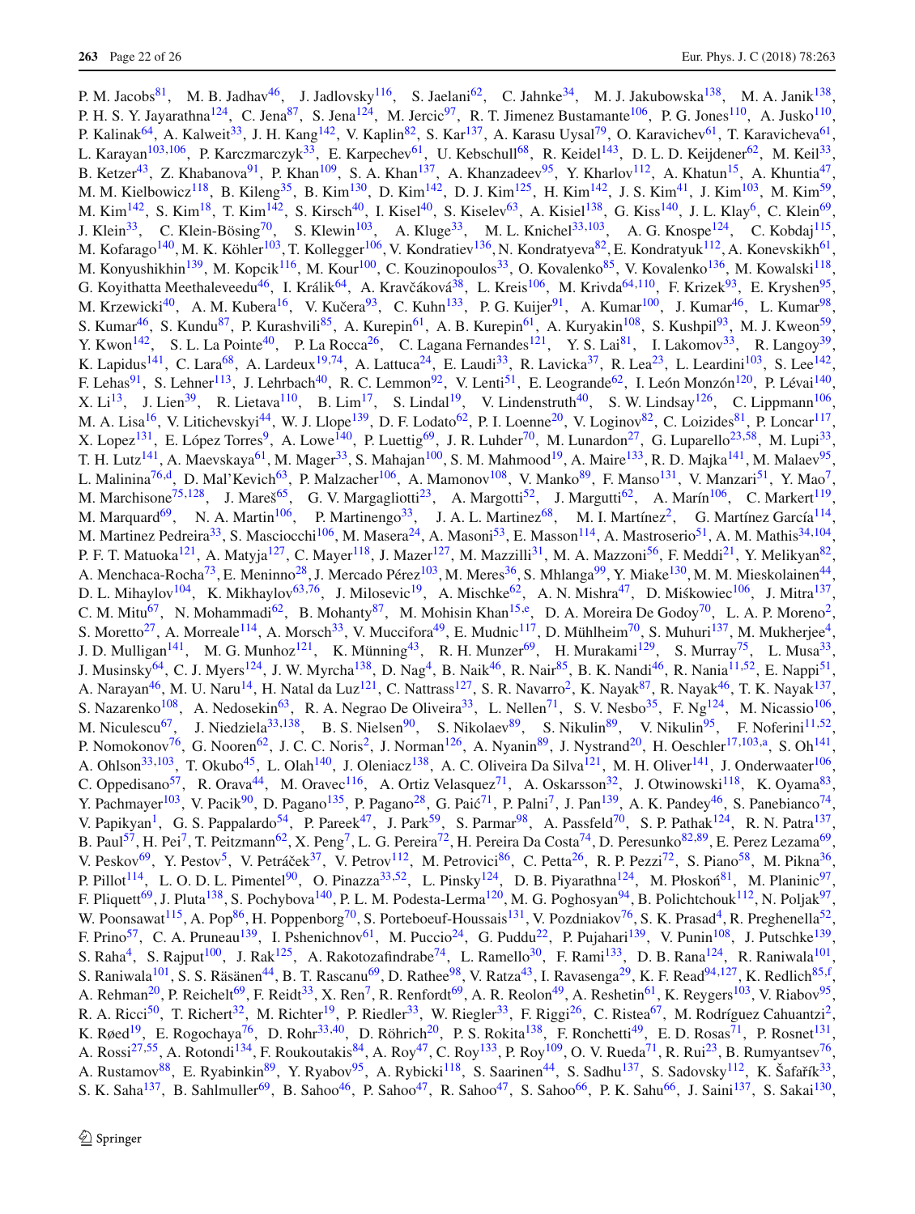P. M. Jacobs[81], M. B. Jadhav[46], J. Jadlovsky[116], S. Jaelani[62], C. Jahnke[34], M. J. Jakubowska[138], M. A. Janik[138], P. H. S. Y. Jayarathna[124], C. Jena[87], S. Jena[124], M. Jercic[97], R. T. Jimenez Bustamante[106], P. G. Jones[110], A. Jusko[110], P. Kalinak[64], A. Kalweit[33], J. H. Kang[142], V. Kaplin[82], S. Kar[137], A. Karasu Uysal[79], O. Karavichev[61], T. Karavicheva[61], L. Karayan[103,106], P. Karczmarczyk[33], E. Karpechev[61], U. Kebschull[68], R. Keidel[143], D. L. D. Keijdener[62], M. Keil[33], B. Ketzer[43], Z. Khabanova[91], P. Khan[109], S. A. Khan[137], A. Khanzadeev[95], Y. Kharlov[112], A. Khatun[15], A. Khuntia[47], M. M. Kielbowicz[118], B. Kileng[35], B. Kim[130], D. Kim[142], D. J. Kim[125], H. Kim[142], J. S. Kim[41], J. Kim[103], M. Kim[59], M. Kim[142], S. Kim[18], T. Kim[142], S. Kirsch[40], I. Kisel[40], S. Kiselev[63], A. Kisiel[138], G. Kiss[140], J. L. Klay[6], C. Klein[69], J. Klein[33], C. Klein-Bösing[70], S. Klewin[103], A. Kluge[33], M. L. Knichel[33,103], A. G. Knospe[124], C. Kobdaj[115], M. Kofarago[140], M. K. Köhler[103], T. Kollegger[106], V. Kondratiev[136], N. Kondratyeva[82], E. Kondratyuk[112], A. Konevskikh[61], M. Konyushikhin[139], M. Kopcik[116], M. Kour[100], C. Kouzinopoulos[33], O. Kovalenko[85], V. Kovalenko[136], M. Kowalski[118], G. Koyithatta Meethaleveedu[46], I. Králik[64], A. Kravčáková[38], L. Kreis[106], M. Krivda[64,110], F. Krizek[93], E. Kryshen[95], M. Krzewicki[40], A. M. Kubera[16], V. Kučera[93], C. Kuhn[133], P. G. Kuijer[91], A. Kumar[100], J. Kumar[46], L. Kumar[98], S. Kumar[46], S. Kundu[87], P. Kurashvili[85], A. Kurepin[61], A. B. Kurepin[61], A. Kuryakin[108], S. Kushpil[93], M. J. Kweon[59], Y. Kwon[142], S. L. La Pointe[40], P. La Rocca[26], C. Lagana Fernandes[121], Y. S. Lai[81], I. Lakomov[33], R. Langoy[39], K. Lapidus[141], C. Lara[68], A. Lardeux[19,74], A. Lattuca[24], E. Laudi[33], R. Lavicka[37], R. Lea[23], L. Leardini[103], S. Lee[142], F. Lehas[91], S. Lehner[113], J. Lehrbach[40], R. C. Lemmon[92], V. Lenti[51], E. Leogrande[62], I. León Monzón[120], P. Lévai[140], X. Li[13], J. Lien[39], R. Lietava[110], B. Lim[17], S. Lindal[19], V. Lindenstruth[40], S. W. Lindsay[126], C. Lippmann[106], M. A. Lisa[16], V. Litichevskyi[44], W. J. Llope[139], D. F. Lodato[62], P. I. Loenne[20], V. Loginov[82], C. Loizides[81], P. Loncar[117], X. Lopez[131], E. López Torres[9], A. Lowe[140], P. Luettig[69], J. R. Luhder[70], M. Lunardon[27], G. Luparello[23,58], M. Lupi[33], T. H. Lutz[141], A. Maevskaya[61], M. Mager[33], S. Mahajan[100], S. M. Mahmood[19], A. Maire[133], R. D. Majka[141], M. Malaev[95], L. Malinina[76,d], D. Mal'Kevich[63], P. Malzacher[106], A. Mamonov[108], V. Manko[89], F. Manso[131], V. Manzari[51], Y. Mao[7], M. Marchisone[75,128], J. Mareš[65], G. V. Margagliotti[23], A. Margotti[52], J. Margutti[62], A. Marín[106], C. Markert[119], M. Marquard[69], N. A. Martin[106], P. Martinengo[33], J. A. L. Martinez[68], M. I. Martínez[2], G. Martínez García[114], M. Martinez Pedreira[33], S. Masciocchi[106], M. Masera[24], A. Masoni[53], E. Masson[114], A. Mastroserio[51], A. M. Mathis[34,104], P. F. T. Matuoka[121], A. Matyja[127], C. Mayer[118], J. Mazer[127], M. Mazzilli[31], M. A. Mazzoni[56], F. Meddi[21], Y. Melikyan[82], A. Menchaca-Rocha[73], E. Meninno[28], J. Mercado Pérez[103], M. Meres[36], S. Mhlanga[99], Y. Miake[130], M. M. Mieskolainen[44], D. L. Mihaylov[104], K. Mikhaylov[63,76], J. Milosevic[19], A. Mischke[62], A. N. Mishra[47], D. Miśkowiec[106], J. Mitra[137], C. M. Mitu[67], N. Mohammadi[62], B. Mohanty[87], M. Mohisin Khan[15,e], D. A. Moreira De Godoy[70], L. A. P. Moreno[2], S. Moretto[27], A. Morreale[114], A. Morsch[33], V. Muccifora[49], E. Mudnic[117], D. Mühlheim[70], S. Muhuri[137], M. Mukherjee[4], J. D. Mulligan[141], M. G. Munhoz[121], K. Münning[43], R. H. Munzer[69], H. Murakami[129], S. Murray[75], L. Musa[33], J. Musinsky[64], C. J. Myers[124], J. W. Myrcha[138], D. Nag[4], B. Naik[46], R. Nair[85], B. K. Nandi[46], R. Nania[11,52], E. Nappi[51], A. Narayan[46], M. U. Naru[14], H. Natal da Luz[121], C. Nattrass[127], S. R. Navarro[2], K. Nayak[87], R. Nayak[46], T. K. Nayak[137], S. Nazarenko[108], A. Nedosekin[63], R. A. Negrao De Oliveira[33], L. Nellen[71], S. V. Nesbo[35], F. Ng[124], M. Nicassio[106], M. Niculescu[67], J. Niedziela[33,138], B. S. Nielsen[90], S. Nikolaev[89], S. Nikulin[89], V. Nikulin[95], F. Noferini[11,52], P. Nomokonov[76], G. Nooren[62], J. C. C. Noris[2], J. Norman[126], A. Nyanin[89], J. Nystrand[20], H. Oeschler[17,103,a], S. Oh[141], A. Ohlson[33,103], T. Okubo[45], L. Olah[140], J. Oleniacz[138], A. C. Oliveira Da Silva[121], M. H. Oliver[141], J. Onderwaater[106], C. Oppedisano[57], R. Orava[44], M. Oravec[116], A. Ortiz Velasquez[71], A. Oskarsson[32], J. Otwinowski[118], K. Oyama[83], Y. Pachmayer[103], V. Pacik[90], D. Pagano[135], P. Pagano[28], G. Paić[71], P. Palni[7], J. Pan[139], A. K. Pandey[46], S. Panebianco[74], V. Papikyan[1], G. S. Pappalardo[54], P. Pareek[47], J. Park[59], S. Parmar[98], A. Passfeld[70], S. P. Pathak[124], R. N. Patra[137], B. Paul[57], H. Pei[7], T. Peitzmann[62], X. Peng[7], L. G. Pereira[72], H. Pereira Da Costa[74], D. Peresunko[82,89], E. Perez Lezama[69], V. Peskov[69], Y. Pestov[5], V. Petráček[37], V. Petrov[112], M. Petrovici[86], C. Petta[26], R. P. Pezzi[72], S. Piano[58], M. Pikna[36], P. Pillot[114], L. O. D. L. Pimentel[90], O. Pinazza[33,52], L. Pinsky[124], D. B. Piyarathna[124], M. Płoskoń[81], M. Planinic[97], F. Pliquett[69], J. Pluta[138], S. Pochybova[140], P. L. M. Podesta-Lerma[120], M. G. Poghosyan[94], B. Polichtchouk[112], N. Poljak[97], W. Poonsawat[115], A. Pop[86], H. Poppenborg[70], S. Porteboeuf-Houssais[131], V. Pozdniakov[76], S. K. Prasad[4], R. Preghenella[52], F. Prino[57], C. A. Pruneau[139], I. Pshenichnov[61], M. Puccio[24], G. Puddu[22], P. Pujahari[139], V. Punin[108], J. Putschke[139], S. Raha[4], S. Rajput[100], J. Rak[125], A. Rakotozafindrabe[74], L. Ramello[30], F. Rami[133], D. B. Rana[124], R. Raniwala[101], S. Raniwala[101], S. S. Räsänen[44], B. T. Rascanu[69], D. Rathee[98], V. Ratza[43], I. Ravasenga[29], K. F. Read[94,127], K. Redlich[85,f], A. Rehman[20], P. Reichelt[69], F. Reidt[33], X. Ren[7], R. Renfordt[69], A. R. Reolon[49], A. Reshetin[61], K. Reygers[103], V. Riabov[95], R. A. Ricci[50], T. Richert[32], M. Richter[19], P. Riedler[33], W. Riegler[33], F. Riggi[26], C. Ristea[67], M. Rodríguez Cahuantzi[2], K. Røed[19], E. Rogochaya[76], D. Rohr[33,40], D. Röhrich[20], P. S. Rokita[138], F. Ronchetti[49], E. D. Rosas[71], P. Rosnet[131], A. Rossi[27,55], A. Rotondi[134], F. Roukoutakis[84], A. Roy[47], C. Roy[133], P. Roy[109], O. V. Rueda[71], R. Rui[23], B. Rumyantsev[76], A. Rustamov[88], E. Ryabinkin[89], Y. Ryabov[95], A. Rybicki[118], S. Saarinen[44], S. Sadhu[137], S. Sadovsky[112], K. Šafařík[33], S. K. Saha[137], B. Sahlmuller[69], B. Sahoo[46], P. Sahoo[47], R. Sahoo[47], S. Sahoo[66], P. K. Sahu[66], J. Saini[137], S. Sakai[130],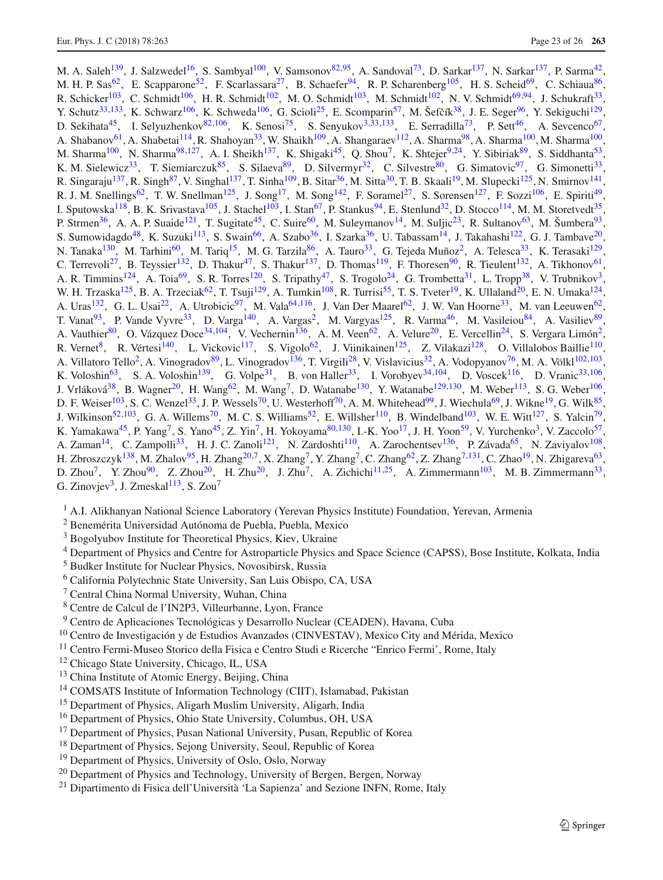M. A. Saleh[139], J. Salzwedel[16], S. Sambyal[100], V. Samsonov[82,95], A. Sandoval[73], D. Sarkar[137], N. Sarkar[137], P. Sarma[42], M. H. P. Sas[62], E. Scapparone[52], F. Scarlassara[27], B. Schaefer[94], R. P. Scharenberg[105], H. S. Scheid[69], C. Schiaua[86], R. Schicker[103], C. Schmidt[106], H. R. Schmidt[102], M. O. Schmidt[103], M. Schmidt[102], N. V. Schmidt[69,94], J. Schukraft[33], Y. Schutz[33,133], K. Schwarz[106], K. Schweda[106], G. Scioli[25], E. Scomparin[57], M. Šefčík[38], J. E. Seger[96], Y. Sekiguchi[129], D. Sekihata[45], I. Selyuzhenkov[82,106], K. Senosi[75], S. Senyukov[3,33,133], E. Serradilla[73], P. Sett[46], A. Sevcenco[67], A. Shabanov[61], A. Shabetai[114], R. Shahoyan[33], W. Shaikh[109], A. Shangaraev[112], A. Sharma[98], A. Sharma[100], M. Sharma[100], M. Sharma[100], N. Sharma[98,127], A. I. Sheikh[137], K. Shigaki[45], Q. Shou[7], K. Shtejer[9,24], Y. Sibiriak[89], S. Siddhanta[53], K. M. Sielewicz[33], T. Siemiarczuk[85], S. Silaeva[89], D. Silvermyr[32], C. Silvestre[80], G. Simatovic[97], G. Simonetti[33], R. Singaraju[137], R. Singh[87], V. Singhal[137], T. Sinha[109], B. Sitar[36], M. Sitta[30], T. B. Skaali[19], M. Slupecki[125], N. Smirnov[141], R. J. M. Snellings[62], T. W. Snellman[125], J. Song[17], M. Song[142], F. Soramel[27], S. Sorensen[127], F. Sozzi[106], E. Spiriti[49], I. Sputowska[118], B. K. Srivastava[105], J. Stachel[103], I. Stan[67], P. Stankus[94], E. Stenlund[32], D. Stocco[114], M. M. Storetvedt[35], P. Strmen[36], A. A. P. Suaide[121], T. Sugitate[45], C. Suire[60], M. Suleymanov[14], M. Suljic[23], R. Sultanov[63], M. Šumbera[93], S. Sumowidagdo[48], K. Suzuki[113], S. Swain[66], A. Szabo[36], I. Szarka[36], U. Tabassam[14], J. Takahashi[122], G. J. Tambave[20], N. Tanaka[130], M. Tarhini[60], M. Tariq[15], M. G. Tarzila[86], A. Tauro[33], G. Tejeda Muñoz[2], A. Telesca[33], K. Terasaki[129], C. Terrevoli[27], B. Teyssier[132], D. Thakur[47], S. Thakur[137], D. Thomas[119], F. Thoresen[90], R. Tieulent[132], A. Tikhonov[61], A. R. Timmins[124], A. Toia[69], S. R. Torres[120], S. Tripathy[47], S. Trogolo[24], G. Trombetta[31], L. Tropp[38], V. Trubnikov[3], W. H. Trzaska[125], B. A. Trzeciak[62], T. Tsuji[129], A. Tumkin[108], R. Turrisi[55], T. S. Tveter[19], K. Ullaland[20], E. N. Umaka[124], A. Uras[132], G. L. Usai[22], A. Utrobicic[97], M. Vala[64,116], J. Van Der Maarel[62], J. W. Van Hoorne[33], M. van Leeuwen[62], T. Vanat[93], P. Vande Vyvre[33], D. Varga[140], A. Vargas[2], M. Vargyas[125], R. Varma[46], M. Vasileiou[84], A. Vasiliev[89], A. Vauthier[80], O. Vázquez Doce[34,104], V. Vechernin[136], A. M. Veen[62], A. Velure[20], E. Vercellin[24], S. Vergara Limón[2], R. Vernet[8], R. Vértesi[140], L. Vickovic[117], S. Vigolo[62], J. Viinikainen[125], Z. Vilakazi[128], O. Villalobos Baillie[110], A. Villatoro Tello[2], A. Vinogradov[89], L. Vinogradov[136], T. Virgili[28], V. Vislavicius[32], A. Vodopyanov[76], M. A. Völkl[102,103], K. Voloshin[63], S. A. Voloshin[139], G. Volpe[31], B. von Haller[33], I. Vorobyev[34,104], D. Voscek[116], D. Vranic[33,106], J. Vrláková[38], B. Wagner[20], H. Wang[62], M. Wang[7], D. Watanabe[130], Y. Watanabe[129,130], M. Weber[113], S. G. Weber[106], D. F. Weiser[103], S. C. Wenzel[33], J. P. Wessels[70], U. Westerhoff[70], A. M. Whitehead[99], J. Wiechula[69], J. Wikne[19], G. Wilk[85], J. Wilkinson[52,103], G. A. Willems[70], M. C. S. Williams[52], E. Willsher[110], B. Windelband[103], W. E. Witt[127], S. Yalcin[79], K. Yamakawa[45], P. Yang[7], S. Yano[45], Z. Yin[7], H. Yokoyama[80,130], I.-K. Yoo[17], J. H. Yoon[59], V. Yurchenko[3], V. Zaccolo[57], A. Zaman[14], C. Zampolli[33], H. J. C. Zanoli[121], N. Zardoshti[110], A. Zarochentsev[136], P. Závada[65], N. Zaviyalov[108], H. Zbroszczyk[138], M. Zhalov[95], H. Zhang[20,7], X. Zhang[7], Y. Zhang[7], C. Zhang[62], Z. Zhang[7,131], C. Zhao[19], N. Zhigareva[63], D. Zhou[7], Y. Zhou[90], Z. Zhou[20], H. Zhu[20], J. Zhu[7], A. Zichichi[11,25], A. Zimmermann[103], M. B. Zimmermann[33], G. Zinovjev[3], J. Zmeskal[113], S. Zou[7]

[1] A.I. Alikhanyan National Science Laboratory (Yerevan Physics Institute) Foundation, Yerevan, Armenia
[2] Benemérita Universidad Autónoma de Puebla, Puebla, Mexico
[3] Bogolyubov Institute for Theoretical Physics, Kiev, Ukraine
[4] Department of Physics and Centre for Astroparticle Physics and Space Science (CAPSS), Bose Institute, Kolkata, India
[5] Budker Institute for Nuclear Physics, Novosibirsk, Russia
[6] California Polytechnic State University, San Luis Obispo, CA, USA
[7] Central China Normal University, Wuhan, China
[8] Centre de Calcul de l'IN2P3, Villeurbanne, Lyon, France
[9] Centro de Aplicaciones Tecnológicas y Desarrollo Nuclear (CEADEN), Havana, Cuba
[10] Centro de Investigación y de Estudios Avanzados (CINVESTAV), Mexico City and Mérida, Mexico
[11] Centro Fermi-Museo Storico della Fisica e Centro Studi e Ricerche "Enrico Fermi', Rome, Italy
[12] Chicago State University, Chicago, IL, USA
[13] China Institute of Atomic Energy, Beijing, China
[14] COMSATS Institute of Information Technology (CIIT), Islamabad, Pakistan
[15] Department of Physics, Aligarh Muslim University, Aligarh, India
[16] Department of Physics, Ohio State University, Columbus, OH, USA
[17] Department of Physics, Pusan National University, Pusan, Republic of Korea
[18] Department of Physics, Sejong University, Seoul, Republic of Korea
[19] Department of Physics, University of Oslo, Oslo, Norway
[20] Department of Physics and Technology, University of Bergen, Bergen, Norway
[21] Dipartimento di Fisica dell'Università 'La Sapienza' and Sezione INFN, Rome, Italy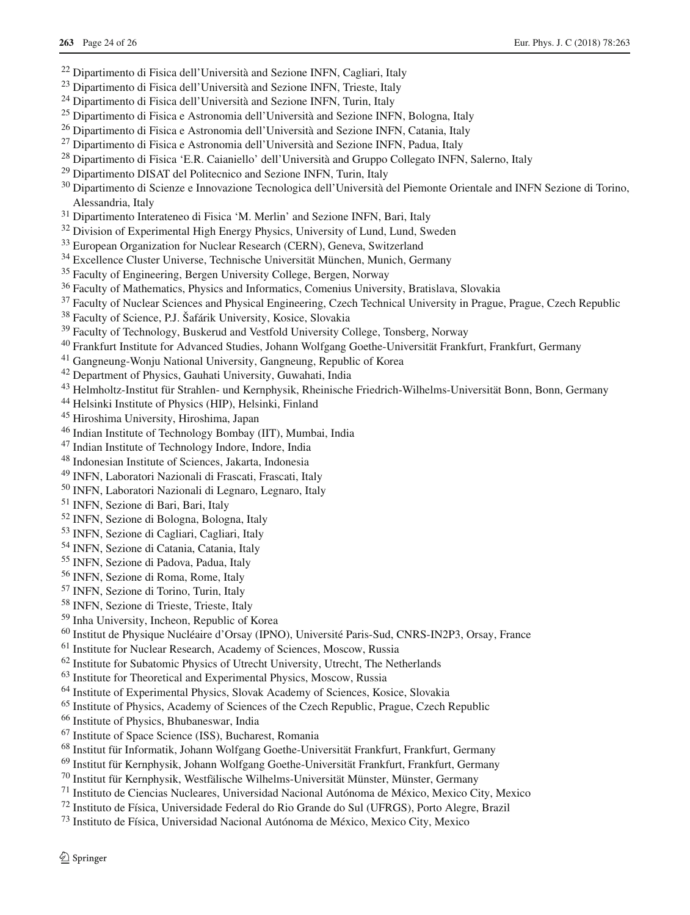[22] Dipartimento di Fisica dell'Università and Sezione INFN, Cagliari, Italy
[23] Dipartimento di Fisica dell'Università and Sezione INFN, Trieste, Italy
[24] Dipartimento di Fisica dell'Università and Sezione INFN, Turin, Italy
[25] Dipartimento di Fisica e Astronomia dell'Università and Sezione INFN, Bologna, Italy
[26] Dipartimento di Fisica e Astronomia dell'Università and Sezione INFN, Catania, Italy
[27] Dipartimento di Fisica e Astronomia dell'Università and Sezione INFN, Padua, Italy
[28] Dipartimento di Fisica 'E.R. Caianiello' dell'Università and Gruppo Collegato INFN, Salerno, Italy
[29] Dipartimento DISAT del Politecnico and Sezione INFN, Turin, Italy
[30] Dipartimento di Scienze e Innovazione Tecnologica dell'Università del Piemonte Orientale and INFN Sezione di Torino, Alessandria, Italy
[31] Dipartimento Interateneo di Fisica 'M. Merlin' and Sezione INFN, Bari, Italy
[32] Division of Experimental High Energy Physics, University of Lund, Lund, Sweden
[33] European Organization for Nuclear Research (CERN), Geneva, Switzerland
[34] Excellence Cluster Universe, Technische Universität München, Munich, Germany
[35] Faculty of Engineering, Bergen University College, Bergen, Norway
[36] Faculty of Mathematics, Physics and Informatics, Comenius University, Bratislava, Slovakia
[37] Faculty of Nuclear Sciences and Physical Engineering, Czech Technical University in Prague, Prague, Czech Republic
[38] Faculty of Science, P.J. Šafárik University, Kosice, Slovakia
[39] Faculty of Technology, Buskerud and Vestfold University College, Tonsberg, Norway
[40] Frankfurt Institute for Advanced Studies, Johann Wolfgang Goethe-Universität Frankfurt, Frankfurt, Germany
[41] Gangneung-Wonju National University, Gangneung, Republic of Korea
[42] Department of Physics, Gauhati University, Guwahati, India
[43] Helmholtz-Institut für Strahlen- und Kernphysik, Rheinische Friedrich-Wilhelms-Universität Bonn, Bonn, Germany
[44] Helsinki Institute of Physics (HIP), Helsinki, Finland
[45] Hiroshima University, Hiroshima, Japan
[46] Indian Institute of Technology Bombay (IIT), Mumbai, India
[47] Indian Institute of Technology Indore, Indore, India
[48] Indonesian Institute of Sciences, Jakarta, Indonesia
[49] INFN, Laboratori Nazionali di Frascati, Frascati, Italy
[50] INFN, Laboratori Nazionali di Legnaro, Legnaro, Italy
[51] INFN, Sezione di Bari, Bari, Italy
[52] INFN, Sezione di Bologna, Bologna, Italy
[53] INFN, Sezione di Cagliari, Cagliari, Italy
[54] INFN, Sezione di Catania, Catania, Italy
[55] INFN, Sezione di Padova, Padua, Italy
[56] INFN, Sezione di Roma, Rome, Italy
[57] INFN, Sezione di Torino, Turin, Italy
[58] INFN, Sezione di Trieste, Trieste, Italy
[59] Inha University, Incheon, Republic of Korea
[60] Institut de Physique Nucléaire d'Orsay (IPNO), Université Paris-Sud, CNRS-IN2P3, Orsay, France
[61] Institute for Nuclear Research, Academy of Sciences, Moscow, Russia
[62] Institute for Subatomic Physics of Utrecht University, Utrecht, The Netherlands
[63] Institute for Theoretical and Experimental Physics, Moscow, Russia
[64] Institute of Experimental Physics, Slovak Academy of Sciences, Kosice, Slovakia
[65] Institute of Physics, Academy of Sciences of the Czech Republic, Prague, Czech Republic
[66] Institute of Physics, Bhubaneswar, India
[67] Institute of Space Science (ISS), Bucharest, Romania
[68] Institut für Informatik, Johann Wolfgang Goethe-Universität Frankfurt, Frankfurt, Germany
[69] Institut für Kernphysik, Johann Wolfgang Goethe-Universität Frankfurt, Frankfurt, Germany
[70] Institut für Kernphysik, Westfälische Wilhelms-Universität Münster, Münster, Germany
[71] Instituto de Ciencias Nucleares, Universidad Nacional Autónoma de México, Mexico City, Mexico
[72] Instituto de Física, Universidade Federal do Rio Grande do Sul (UFRGS), Porto Alegre, Brazil
[73] Instituto de Física, Universidad Nacional Autónoma de México, Mexico City, Mexico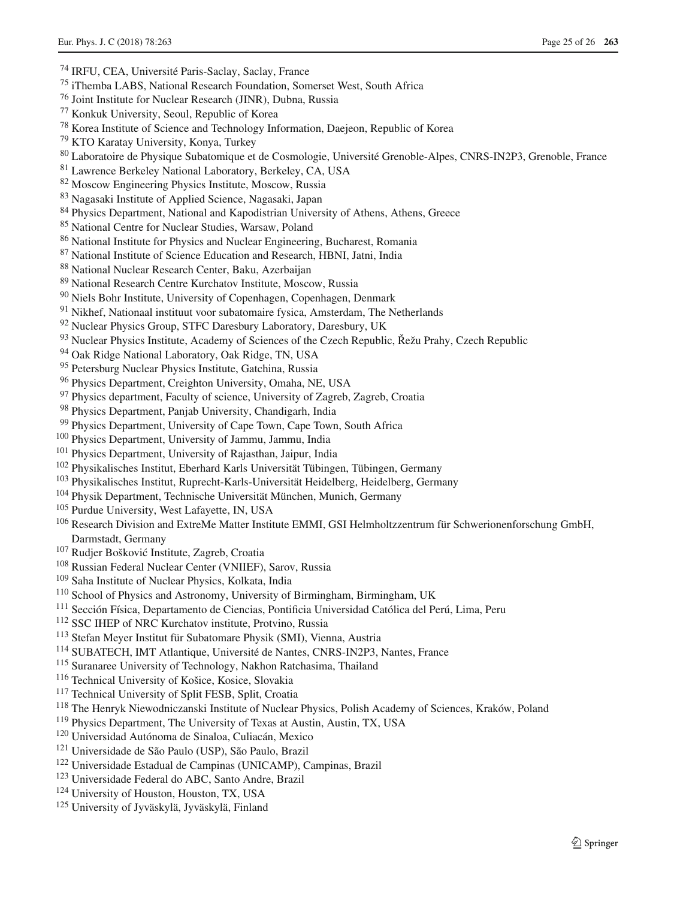[74] IRFU, CEA, Université Paris-Saclay, Saclay, France
[75] iThemba LABS, National Research Foundation, Somerset West, South Africa
[76] Joint Institute for Nuclear Research (JINR), Dubna, Russia
[77] Konkuk University, Seoul, Republic of Korea
[78] Korea Institute of Science and Technology Information, Daejeon, Republic of Korea
[79] KTO Karatay University, Konya, Turkey
[80] Laboratoire de Physique Subatomique et de Cosmologie, Université Grenoble-Alpes, CNRS-IN2P3, Grenoble, France
[81] Lawrence Berkeley National Laboratory, Berkeley, CA, USA
[82] Moscow Engineering Physics Institute, Moscow, Russia
[83] Nagasaki Institute of Applied Science, Nagasaki, Japan
[84] Physics Department, National and Kapodistrian University of Athens, Athens, Greece
[85] National Centre for Nuclear Studies, Warsaw, Poland
[86] National Institute for Physics and Nuclear Engineering, Bucharest, Romania
[87] National Institute of Science Education and Research, HBNI, Jatni, India
[88] National Nuclear Research Center, Baku, Azerbaijan
[89] National Research Centre Kurchatov Institute, Moscow, Russia
[90] Niels Bohr Institute, University of Copenhagen, Copenhagen, Denmark
[91] Nikhef, Nationaal instituut voor subatomaire fysica, Amsterdam, The Netherlands
[92] Nuclear Physics Group, STFC Daresbury Laboratory, Daresbury, UK
[93] Nuclear Physics Institute, Academy of Sciences of the Czech Republic, Řežu Prahy, Czech Republic
[94] Oak Ridge National Laboratory, Oak Ridge, TN, USA
[95] Petersburg Nuclear Physics Institute, Gatchina, Russia
[96] Physics Department, Creighton University, Omaha, NE, USA
[97] Physics department, Faculty of science, University of Zagreb, Zagreb, Croatia
[98] Physics Department, Panjab University, Chandigarh, India
[99] Physics Department, University of Cape Town, Cape Town, South Africa
[100] Physics Department, University of Jammu, Jammu, India
[101] Physics Department, University of Rajasthan, Jaipur, India
[102] Physikalisches Institut, Eberhard Karls Universität Tübingen, Tübingen, Germany
[103] Physikalisches Institut, Ruprecht-Karls-Universität Heidelberg, Heidelberg, Germany
[104] Physik Department, Technische Universität München, Munich, Germany
[105] Purdue University, West Lafayette, IN, USA
[106] Research Division and ExtreMe Matter Institute EMMI, GSI Helmholtzzentrum für Schwerionenforschung GmbH, Darmstadt, Germany
[107] Rudjer Bošković Institute, Zagreb, Croatia
[108] Russian Federal Nuclear Center (VNIIEF), Sarov, Russia
[109] Saha Institute of Nuclear Physics, Kolkata, India
[110] School of Physics and Astronomy, University of Birmingham, Birmingham, UK
[111] Sección Física, Departamento de Ciencias, Pontificia Universidad Católica del Perú, Lima, Peru
[112] SSC IHEP of NRC Kurchatov institute, Protvino, Russia
[113] Stefan Meyer Institut für Subatomare Physik (SMI), Vienna, Austria
[114] SUBATECH, IMT Atlantique, Université de Nantes, CNRS-IN2P3, Nantes, France
[115] Suranaree University of Technology, Nakhon Ratchasima, Thailand
[116] Technical University of Košice, Kosice, Slovakia
[117] Technical University of Split FESB, Split, Croatia
[118] The Henryk Niewodniczanski Institute of Nuclear Physics, Polish Academy of Sciences, Kraków, Poland
[119] Physics Department, The University of Texas at Austin, Austin, TX, USA
[120] Universidad Autónoma de Sinaloa, Culiacán, Mexico
[121] Universidade de São Paulo (USP), São Paulo, Brazil
[122] Universidade Estadual de Campinas (UNICAMP), Campinas, Brazil
[123] Universidade Federal do ABC, Santo Andre, Brazil
[124] University of Houston, Houston, TX, USA
[125] University of Jyväskylä, Jyväskylä, Finland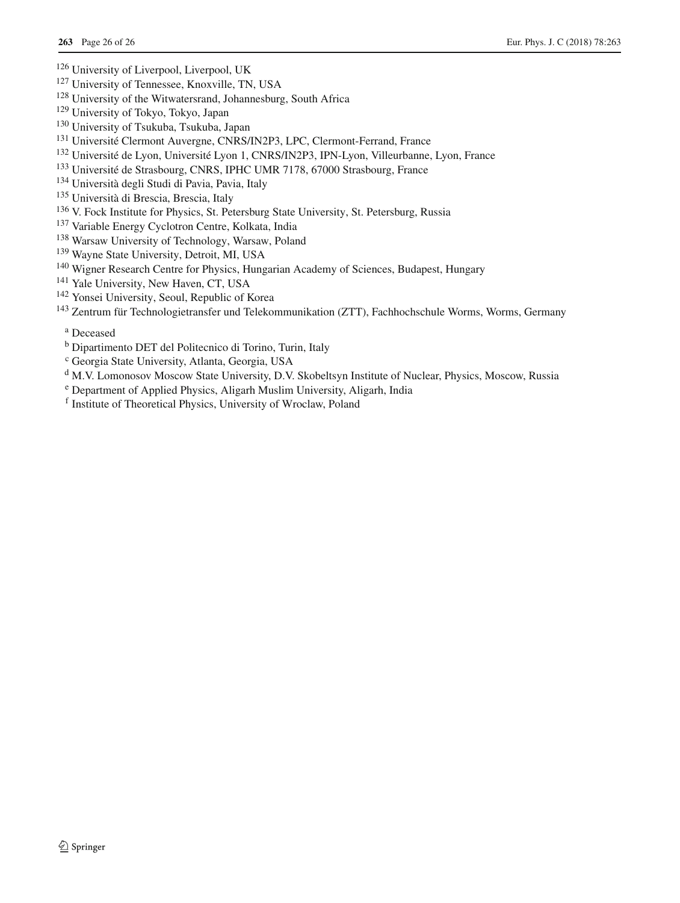[126] University of Liverpool, Liverpool, UK
[127] University of Tennessee, Knoxville, TN, USA
[128] University of the Witwatersrand, Johannesburg, South Africa
[129] University of Tokyo, Tokyo, Japan
[130] University of Tsukuba, Tsukuba, Japan
[131] Université Clermont Auvergne, CNRS/IN2P3, LPC, Clermont-Ferrand, France
[132] Université de Lyon, Université Lyon 1, CNRS/IN2P3, IPN-Lyon, Villeurbanne, Lyon, France
[133] Université de Strasbourg, CNRS, IPHC UMR 7178, 67000 Strasbourg, France
[134] Università degli Studi di Pavia, Pavia, Italy
[135] Università di Brescia, Brescia, Italy
[136] V. Fock Institute for Physics, St. Petersburg State University, St. Petersburg, Russia
[137] Variable Energy Cyclotron Centre, Kolkata, India
[138] Warsaw University of Technology, Warsaw, Poland
[139] Wayne State University, Detroit, MI, USA
[140] Wigner Research Centre for Physics, Hungarian Academy of Sciences, Budapest, Hungary
[141] Yale University, New Haven, CT, USA
[142] Yonsei University, Seoul, Republic of Korea
[143] Zentrum für Technologietransfer und Telekommunikation (ZTT), Fachhochschule Worms, Worms, Germany

[a] Deceased
[b] Dipartimento DET del Politecnico di Torino, Turin, Italy
[c] Georgia State University, Atlanta, Georgia, USA
[d] M.V. Lomonosov Moscow State University, D.V. Skobeltsyn Institute of Nuclear, Physics, Moscow, Russia
[e] Department of Applied Physics, Aligarh Muslim University, Aligarh, India
[f] Institute of Theoretical Physics, University of Wroclaw, Poland